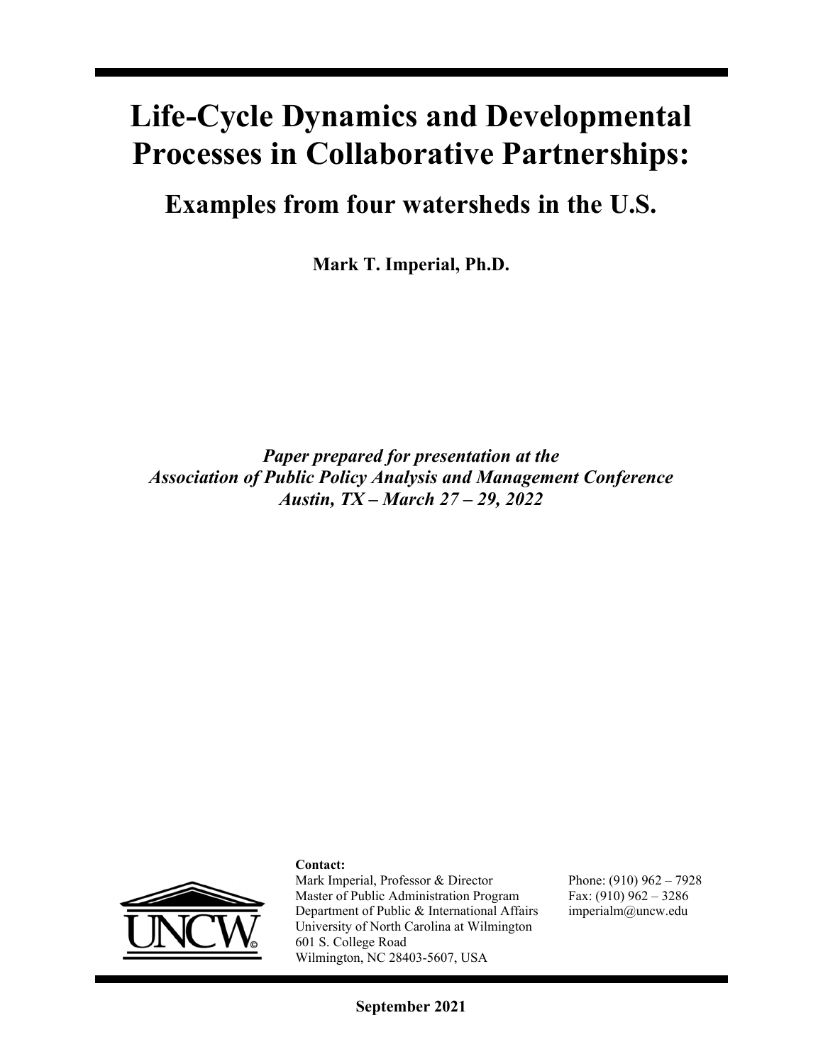# Life-Cycle Dynamics and Developmental Processes in Collaborative Partnerships:

## Examples from four watersheds in the U.S.

**Mark T. Imperial, Ph.D.**

***Paper prepared for presentation at the Association of Public Policy Analysis and Management Conference Austin, TX – March 27 – 29, 2022***

**Contact:**

Mark Imperial, Professor & Director
Master of Public Administration Program
Department of Public & International Affairs
University of North Carolina at Wilmington
601 S. College Road
Wilmington, NC 28403-5607, USA

Phone: (910) 962 – 7928
Fax: (910) 962 – 3286
imperialm@uncw.edu

**September 2021**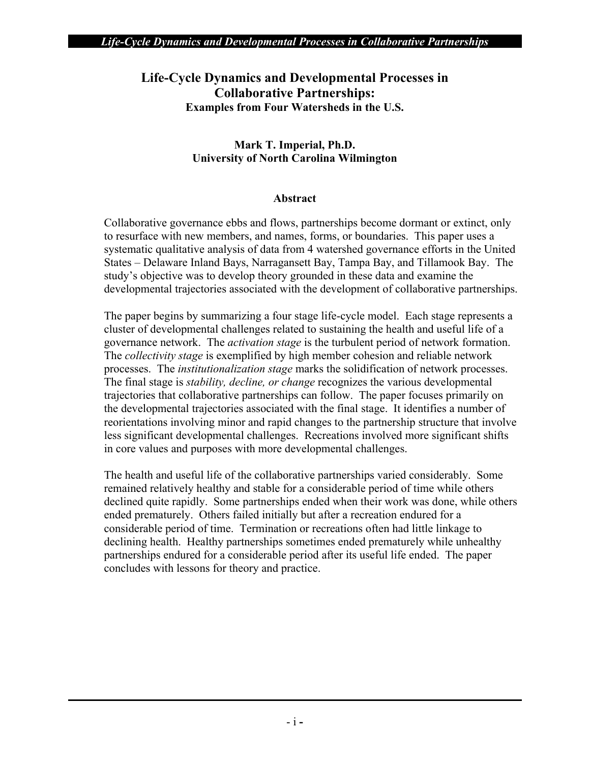# Life-Cycle Dynamics and Developmental Processes in Collaborative Partnerships:

**Examples from Four Watersheds in the U.S.**

**Mark T. Imperial, Ph.D.**
**University of North Carolina Wilmington**

### Abstract

Collaborative governance ebbs and flows, partnerships become dormant or extinct, only to resurface with new members, and names, forms, or boundaries. This paper uses a systematic qualitative analysis of data from 4 watershed governance efforts in the United States – Delaware Inland Bays, Narragansett Bay, Tampa Bay, and Tillamook Bay. The study's objective was to develop theory grounded in these data and examine the developmental trajectories associated with the development of collaborative partnerships.

The paper begins by summarizing a four stage life-cycle model. Each stage represents a cluster of developmental challenges related to sustaining the health and useful life of a governance network. The *activation stage* is the turbulent period of network formation. The *collectivity stage* is exemplified by high member cohesion and reliable network processes. The *institutionalization stage* marks the solidification of network processes. The final stage is *stability, decline, or change* recognizes the various developmental trajectories that collaborative partnerships can follow. The paper focuses primarily on the developmental trajectories associated with the final stage. It identifies a number of reorientations involving minor and rapid changes to the partnership structure that involve less significant developmental challenges. Recreations involved more significant shifts in core values and purposes with more developmental challenges.

The health and useful life of the collaborative partnerships varied considerably. Some remained relatively healthy and stable for a considerable period of time while others declined quite rapidly. Some partnerships ended when their work was done, while others ended prematurely. Others failed initially but after a recreation endured for a considerable period of time. Termination or recreations often had little linkage to declining health. Healthy partnerships sometimes ended prematurely while unhealthy partnerships endured for a considerable period after its useful life ended. The paper concludes with lessons for theory and practice.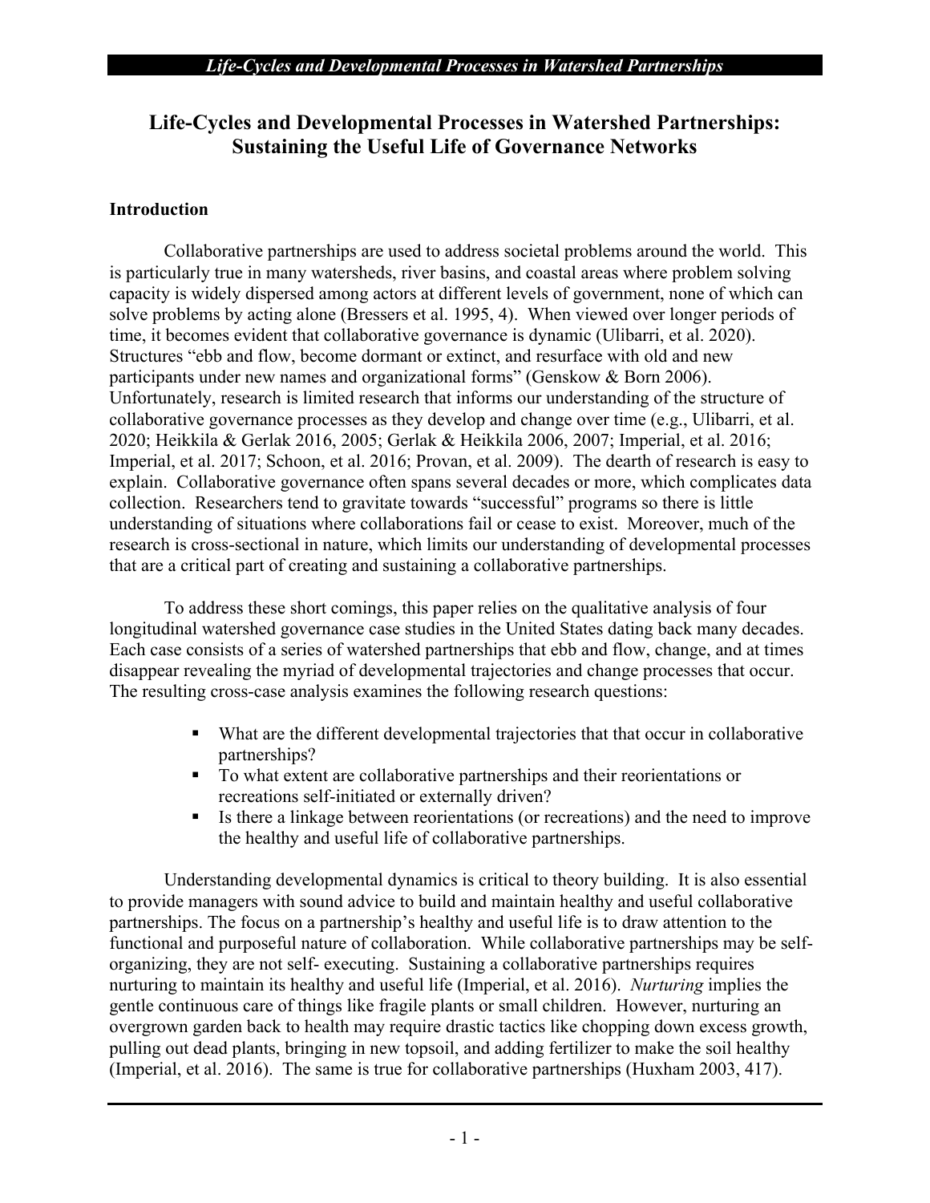# Life-Cycles and Developmental Processes in Watershed Partnerships: Sustaining the Useful Life of Governance Networks

## Introduction

Collaborative partnerships are used to address societal problems around the world. This is particularly true in many watersheds, river basins, and coastal areas where problem solving capacity is widely dispersed among actors at different levels of government, none of which can solve problems by acting alone (Bressers et al. 1995, 4). When viewed over longer periods of time, it becomes evident that collaborative governance is dynamic (Ulibarri, et al. 2020). Structures "ebb and flow, become dormant or extinct, and resurface with old and new participants under new names and organizational forms" (Genskow & Born 2006). Unfortunately, research is limited research that informs our understanding of the structure of collaborative governance processes as they develop and change over time (e.g., Ulibarri, et al. 2020; Heikkila & Gerlak 2016, 2005; Gerlak & Heikkila 2006, 2007; Imperial, et al. 2016; Imperial, et al. 2017; Schoon, et al. 2016; Provan, et al. 2009). The dearth of research is easy to explain. Collaborative governance often spans several decades or more, which complicates data collection. Researchers tend to gravitate towards "successful" programs so there is little understanding of situations where collaborations fail or cease to exist. Moreover, much of the research is cross-sectional in nature, which limits our understanding of developmental processes that are a critical part of creating and sustaining a collaborative partnerships.

To address these short comings, this paper relies on the qualitative analysis of four longitudinal watershed governance case studies in the United States dating back many decades. Each case consists of a series of watershed partnerships that ebb and flow, change, and at times disappear revealing the myriad of developmental trajectories and change processes that occur. The resulting cross-case analysis examines the following research questions:

- What are the different developmental trajectories that that occur in collaborative partnerships?
- To what extent are collaborative partnerships and their reorientations or recreations self-initiated or externally driven?
- Is there a linkage between reorientations (or recreations) and the need to improve the healthy and useful life of collaborative partnerships.

Understanding developmental dynamics is critical to theory building. It is also essential to provide managers with sound advice to build and maintain healthy and useful collaborative partnerships. The focus on a partnership's healthy and useful life is to draw attention to the functional and purposeful nature of collaboration. While collaborative partnerships may be self-organizing, they are not self- executing. Sustaining a collaborative partnerships requires nurturing to maintain its healthy and useful life (Imperial, et al. 2016). *Nurturing* implies the gentle continuous care of things like fragile plants or small children. However, nurturing an overgrown garden back to health may require drastic tactics like chopping down excess growth, pulling out dead plants, bringing in new topsoil, and adding fertilizer to make the soil healthy (Imperial, et al. 2016). The same is true for collaborative partnerships (Huxham 2003, 417).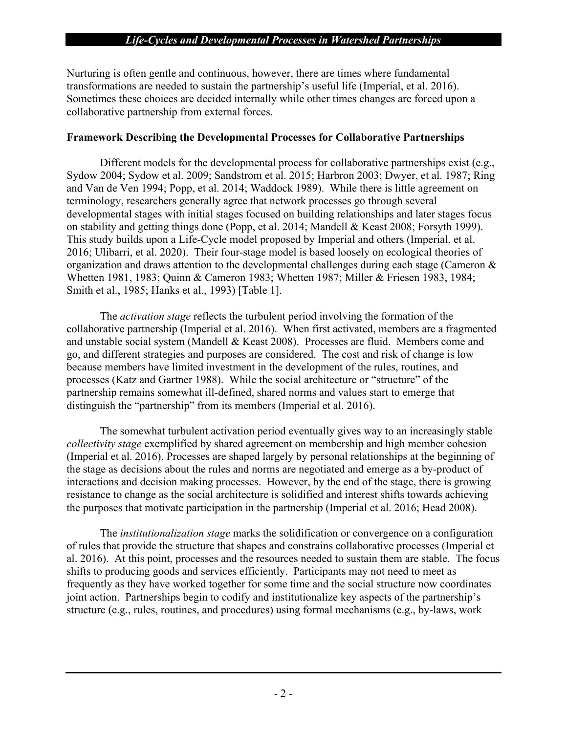Nurturing is often gentle and continuous, however, there are times where fundamental transformations are needed to sustain the partnership's useful life (Imperial, et al. 2016). Sometimes these choices are decided internally while other times changes are forced upon a collaborative partnership from external forces.

**Framework Describing the Developmental Processes for Collaborative Partnerships**

Different models for the developmental process for collaborative partnerships exist (e.g., Sydow 2004; Sydow et al. 2009; Sandstrom et al. 2015; Harbron 2003; Dwyer, et al. 1987; Ring and Van de Ven 1994; Popp, et al. 2014; Waddock 1989). While there is little agreement on terminology, researchers generally agree that network processes go through several developmental stages with initial stages focused on building relationships and later stages focus on stability and getting things done (Popp, et al. 2014; Mandell & Keast 2008; Forsyth 1999). This study builds upon a Life-Cycle model proposed by Imperial and others (Imperial, et al. 2016; Ulibarri, et al. 2020). Their four-stage model is based loosely on ecological theories of organization and draws attention to the developmental challenges during each stage (Cameron & Whetten 1981, 1983; Quinn & Cameron 1983; Whetten 1987; Miller & Friesen 1983, 1984; Smith et al., 1985; Hanks et al., 1993) [Table 1].

The *activation stage* reflects the turbulent period involving the formation of the collaborative partnership (Imperial et al. 2016). When first activated, members are a fragmented and unstable social system (Mandell & Keast 2008). Processes are fluid. Members come and go, and different strategies and purposes are considered. The cost and risk of change is low because members have limited investment in the development of the rules, routines, and processes (Katz and Gartner 1988). While the social architecture or "structure" of the partnership remains somewhat ill-defined, shared norms and values start to emerge that distinguish the "partnership" from its members (Imperial et al. 2016).

The somewhat turbulent activation period eventually gives way to an increasingly stable *collectivity stage* exemplified by shared agreement on membership and high member cohesion (Imperial et al. 2016). Processes are shaped largely by personal relationships at the beginning of the stage as decisions about the rules and norms are negotiated and emerge as a by-product of interactions and decision making processes. However, by the end of the stage, there is growing resistance to change as the social architecture is solidified and interest shifts towards achieving the purposes that motivate participation in the partnership (Imperial et al. 2016; Head 2008).

The *institutionalization stage* marks the solidification or convergence on a configuration of rules that provide the structure that shapes and constrains collaborative processes (Imperial et al. 2016). At this point, processes and the resources needed to sustain them are stable. The focus shifts to producing goods and services efficiently. Participants may not need to meet as frequently as they have worked together for some time and the social structure now coordinates joint action. Partnerships begin to codify and institutionalize key aspects of the partnership's structure (e.g., rules, routines, and procedures) using formal mechanisms (e.g., by-laws, work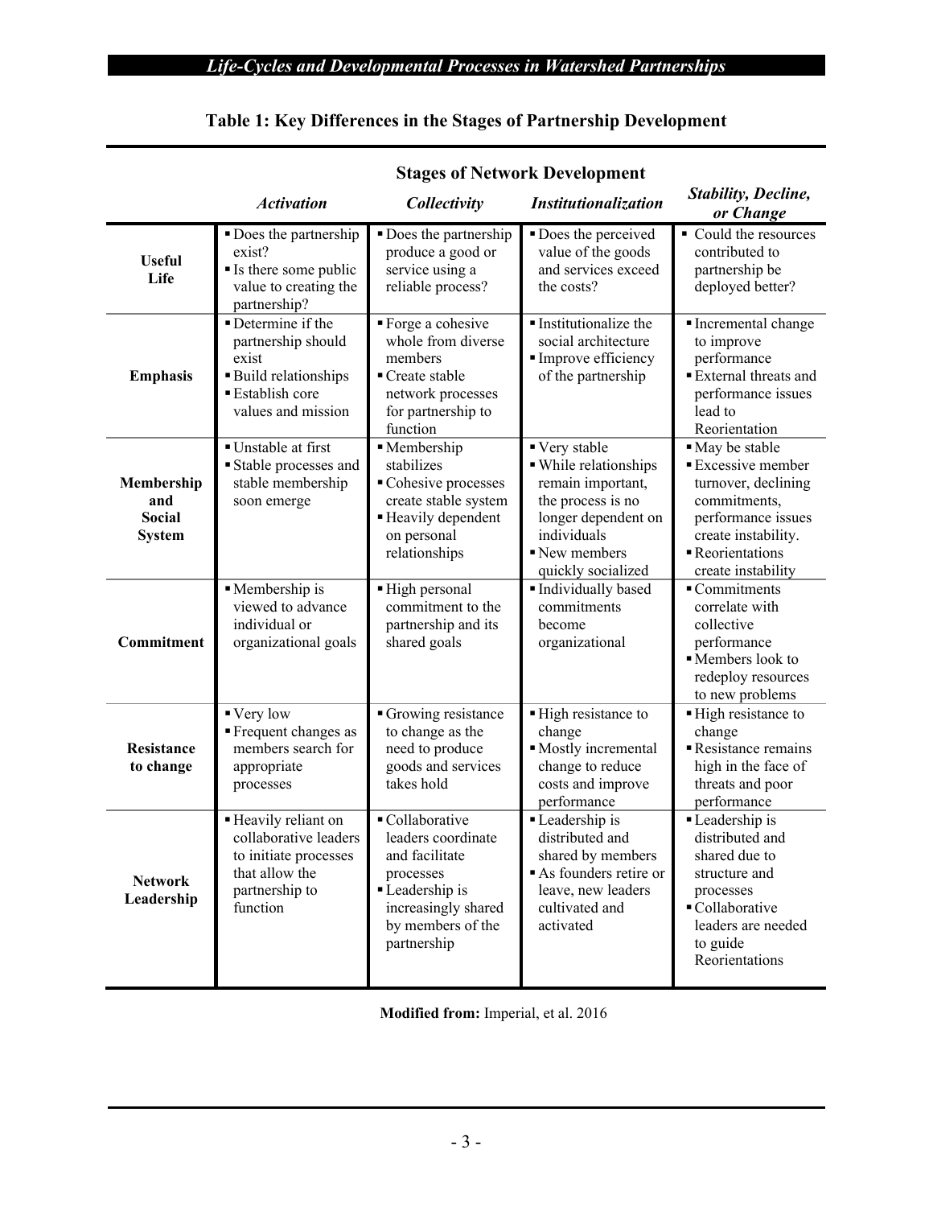**Table 1: Key Differences in the Stages of Partnership Development**

| | Stages of Network Development | | | |
|---|---|---|---|---|
| | *Activation* | *Collectivity* | *Institutionalization* | *Stability, Decline, or Change* |
| **Useful Life** | ▪ Does the partnership exist?<br>▪ Is there some public value to creating the partnership? | ▪ Does the partnership produce a good or service using a reliable process? | ▪ Does the perceived value of the goods and services exceed the costs? | ▪ Could the resources contributed to partnership be deployed better? |
| **Emphasis** | ▪ Determine if the partnership should exist<br>▪ Build relationships<br>▪ Establish core values and mission | ▪ Forge a cohesive whole from diverse members<br>▪ Create stable network processes for partnership to function | ▪ Institutionalize the social architecture<br>▪ Improve efficiency of the partnership | ▪ Incremental change to improve performance<br>▪ External threats and performance issues lead to Reorientation |
| **Membership and Social System** | ▪ Unstable at first<br>▪ Stable processes and stable membership soon emerge | ▪ Membership stabilizes<br>▪ Cohesive processes create stable system<br>▪ Heavily dependent on personal relationships | ▪ Very stable<br>▪ While relationships remain important, the process is no longer dependent on individuals<br>▪ New members quickly socialized | ▪ May be stable<br>▪ Excessive member turnover, declining commitments, performance issues create instability.<br>▪ Reorientations create instability |
| **Commitment** | ▪ Membership is viewed to advance individual or organizational goals | ▪ High personal commitment to the partnership and its shared goals | ▪ Individually based commitments become organizational | ▪ Commitments correlate with collective performance<br>▪ Members look to redeploy resources to new problems |
| **Resistance to change** | ▪ Very low<br>▪ Frequent changes as members search for appropriate processes | ▪ Growing resistance to change as the need to produce goods and services takes hold | ▪ High resistance to change<br>▪ Mostly incremental change to reduce costs and improve performance | ▪ High resistance to change<br>▪ Resistance remains high in the face of threats and poor performance |
| **Network Leadership** | ▪ Heavily reliant on collaborative leaders to initiate processes that allow the partnership to function | ▪ Collaborative leaders coordinate and facilitate processes<br>▪ Leadership is increasingly shared by members of the partnership | ▪ Leadership is distributed and shared by members<br>▪ As founders retire or leave, new leaders cultivated and activated | ▪ Leadership is distributed and shared due to structure and processes<br>▪ Collaborative leaders are needed to guide Reorientations |

**Modified from:** Imperial, et al. 2016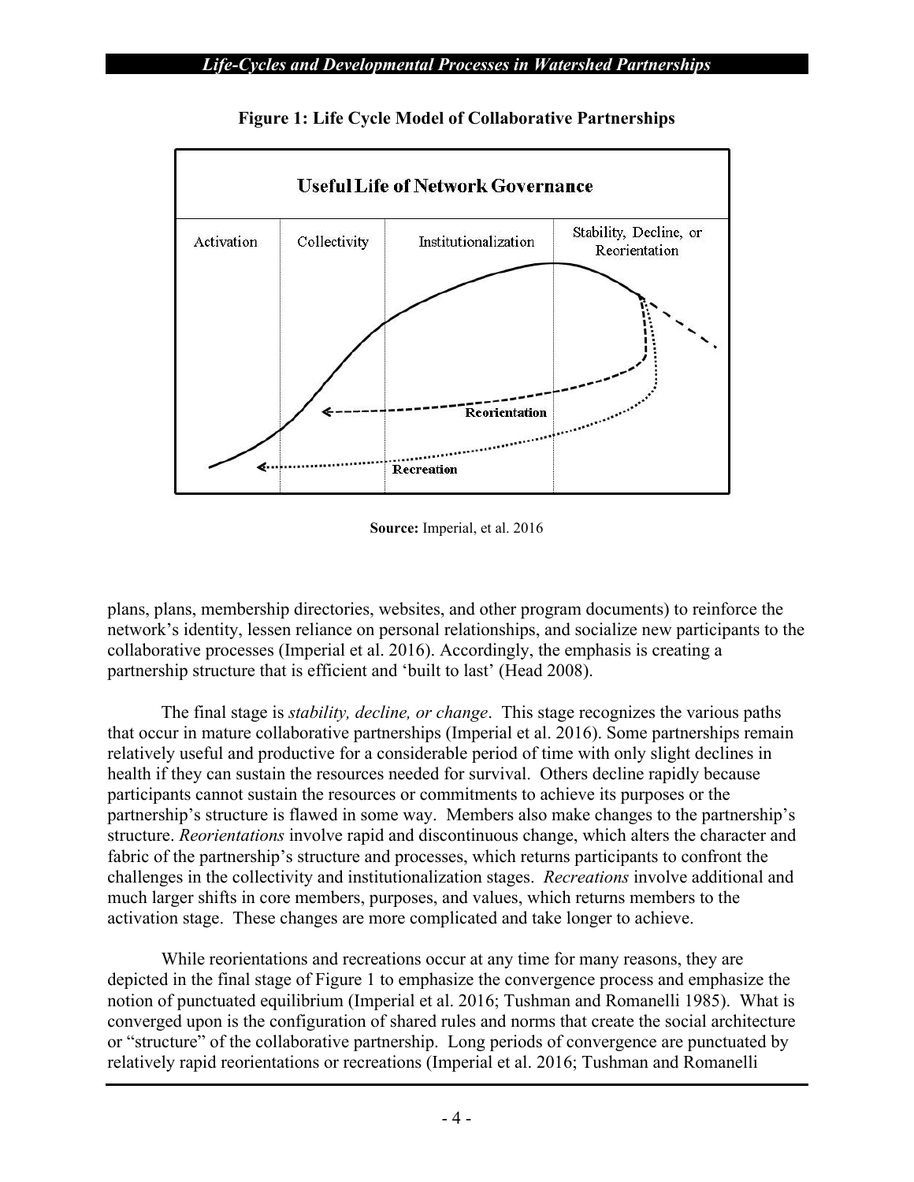**Figure 1: Life Cycle Model of Collaborative Partnerships**

**Useful Life of Network Governance**

| Activation | Collectivity | Institutionalization | Stability, Decline, or Reorientation |
|---|---|---|---|

Reorientation

Recreation

**Source:** Imperial, et al. 2016

plans, plans, membership directories, websites, and other program documents) to reinforce the network's identity, lessen reliance on personal relationships, and socialize new participants to the collaborative processes (Imperial et al. 2016). Accordingly, the emphasis is creating a partnership structure that is efficient and 'built to last' (Head 2008).

The final stage is *stability, decline, or change*. This stage recognizes the various paths that occur in mature collaborative partnerships (Imperial et al. 2016). Some partnerships remain relatively useful and productive for a considerable period of time with only slight declines in health if they can sustain the resources needed for survival. Others decline rapidly because participants cannot sustain the resources or commitments to achieve its purposes or the partnership's structure is flawed in some way. Members also make changes to the partnership's structure. *Reorientations* involve rapid and discontinuous change, which alters the character and fabric of the partnership's structure and processes, which returns participants to confront the challenges in the collectivity and institutionalization stages. *Recreations* involve additional and much larger shifts in core members, purposes, and values, which returns members to the activation stage. These changes are more complicated and take longer to achieve.

While reorientations and recreations occur at any time for many reasons, they are depicted in the final stage of Figure 1 to emphasize the convergence process and emphasize the notion of punctuated equilibrium (Imperial et al. 2016; Tushman and Romanelli 1985). What is converged upon is the configuration of shared rules and norms that create the social architecture or "structure" of the collaborative partnership. Long periods of convergence are punctuated by relatively rapid reorientations or recreations (Imperial et al. 2016; Tushman and Romanelli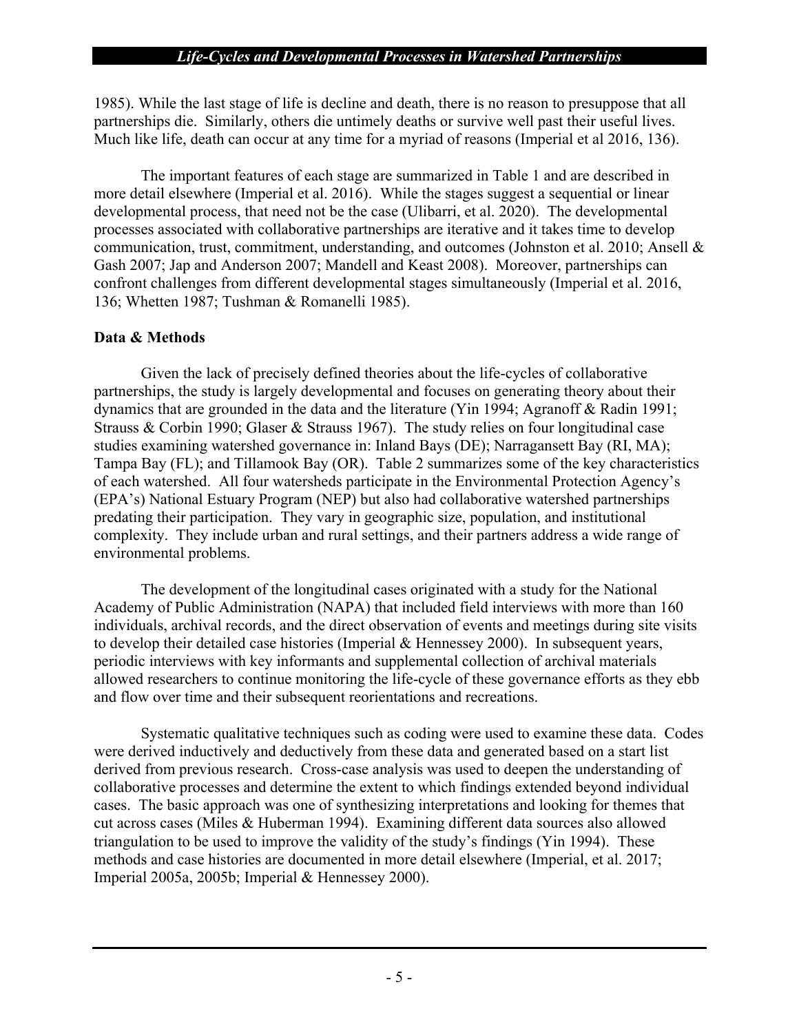1985). While the last stage of life is decline and death, there is no reason to presuppose that all partnerships die. Similarly, others die untimely deaths or survive well past their useful lives. Much like life, death can occur at any time for a myriad of reasons (Imperial et al 2016, 136).

The important features of each stage are summarized in Table 1 and are described in more detail elsewhere (Imperial et al. 2016). While the stages suggest a sequential or linear developmental process, that need not be the case (Ulibarri, et al. 2020). The developmental processes associated with collaborative partnerships are iterative and it takes time to develop communication, trust, commitment, understanding, and outcomes (Johnston et al. 2010; Ansell & Gash 2007; Jap and Anderson 2007; Mandell and Keast 2008). Moreover, partnerships can confront challenges from different developmental stages simultaneously (Imperial et al. 2016, 136; Whetten 1987; Tushman & Romanelli 1985).

**Data & Methods**

Given the lack of precisely defined theories about the life-cycles of collaborative partnerships, the study is largely developmental and focuses on generating theory about their dynamics that are grounded in the data and the literature (Yin 1994; Agranoff & Radin 1991; Strauss & Corbin 1990; Glaser & Strauss 1967). The study relies on four longitudinal case studies examining watershed governance in: Inland Bays (DE); Narragansett Bay (RI, MA); Tampa Bay (FL); and Tillamook Bay (OR). Table 2 summarizes some of the key characteristics of each watershed. All four watersheds participate in the Environmental Protection Agency's (EPA's) National Estuary Program (NEP) but also had collaborative watershed partnerships predating their participation. They vary in geographic size, population, and institutional complexity. They include urban and rural settings, and their partners address a wide range of environmental problems.

The development of the longitudinal cases originated with a study for the National Academy of Public Administration (NAPA) that included field interviews with more than 160 individuals, archival records, and the direct observation of events and meetings during site visits to develop their detailed case histories (Imperial & Hennessey 2000). In subsequent years, periodic interviews with key informants and supplemental collection of archival materials allowed researchers to continue monitoring the life-cycle of these governance efforts as they ebb and flow over time and their subsequent reorientations and recreations.

Systematic qualitative techniques such as coding were used to examine these data. Codes were derived inductively and deductively from these data and generated based on a start list derived from previous research. Cross-case analysis was used to deepen the understanding of collaborative processes and determine the extent to which findings extended beyond individual cases. The basic approach was one of synthesizing interpretations and looking for themes that cut across cases (Miles & Huberman 1994). Examining different data sources also allowed triangulation to be used to improve the validity of the study's findings (Yin 1994). These methods and case histories are documented in more detail elsewhere (Imperial, et al. 2017; Imperial 2005a, 2005b; Imperial & Hennessey 2000).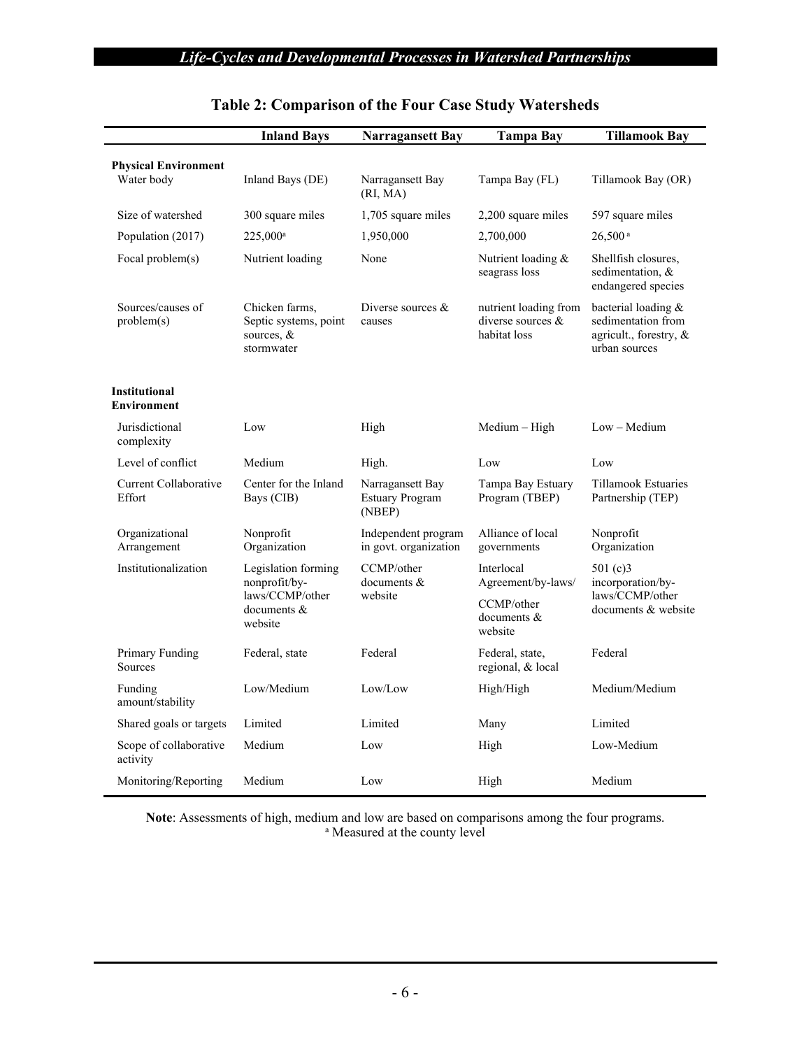## Table 2: Comparison of the Four Case Study Watersheds

| | Inland Bays | Narragansett Bay | Tampa Bay | Tillamook Bay |
|---|---|---|---|---|
| **Physical Environment** | | | | |
| Water body | Inland Bays (DE) | Narragansett Bay (RI, MA) | Tampa Bay (FL) | Tillamook Bay (OR) |
| Size of watershed | 300 square miles | 1,705 square miles | 2,200 square miles | 597 square miles |
| Population (2017) | 225,000[a] | 1,950,000 | 2,700,000 | 26,500[a] |
| Focal problem(s) | Nutrient loading | None | Nutrient loading & seagrass loss | Shellfish closures, sedimentation, & endangered species |
| Sources/causes of problem(s) | Chicken farms, Septic systems, point sources, & stormwater | Diverse sources & causes | nutrient loading from diverse sources & habitat loss | bacterial loading & sedimentation from agricult., forestry, & urban sources |
| **Institutional Environment** | | | | |
| Jurisdictional complexity | Low | High | Medium – High | Low – Medium |
| Level of conflict | Medium | High. | Low | Low |
| Current Collaborative Effort | Center for the Inland Bays (CIB) | Narragansett Bay Estuary Program (NBEP) | Tampa Bay Estuary Program (TBEP) | Tillamook Estuaries Partnership (TEP) |
| Organizational Arrangement | Nonprofit Organization | Independent program in govt. organization | Alliance of local governments | Nonprofit Organization |
| Institutionalization | Legislation forming nonprofit/by-laws/CCMP/other documents & website | CCMP/other documents & website | Interlocal Agreement/by-laws/ CCMP/other documents & website | 501 (c)3 incorporation/by-laws/CCMP/other documents & website |
| Primary Funding Sources | Federal, state | Federal | Federal, state, regional, & local | Federal |
| Funding amount/stability | Low/Medium | Low/Low | High/High | Medium/Medium |
| Shared goals or targets | Limited | Limited | Many | Limited |
| Scope of collaborative activity | Medium | Low | High | Low-Medium |
| Monitoring/Reporting | Medium | Low | High | Medium |

**Note**: Assessments of high, medium and low are based on comparisons among the four programs.
[a] Measured at the county level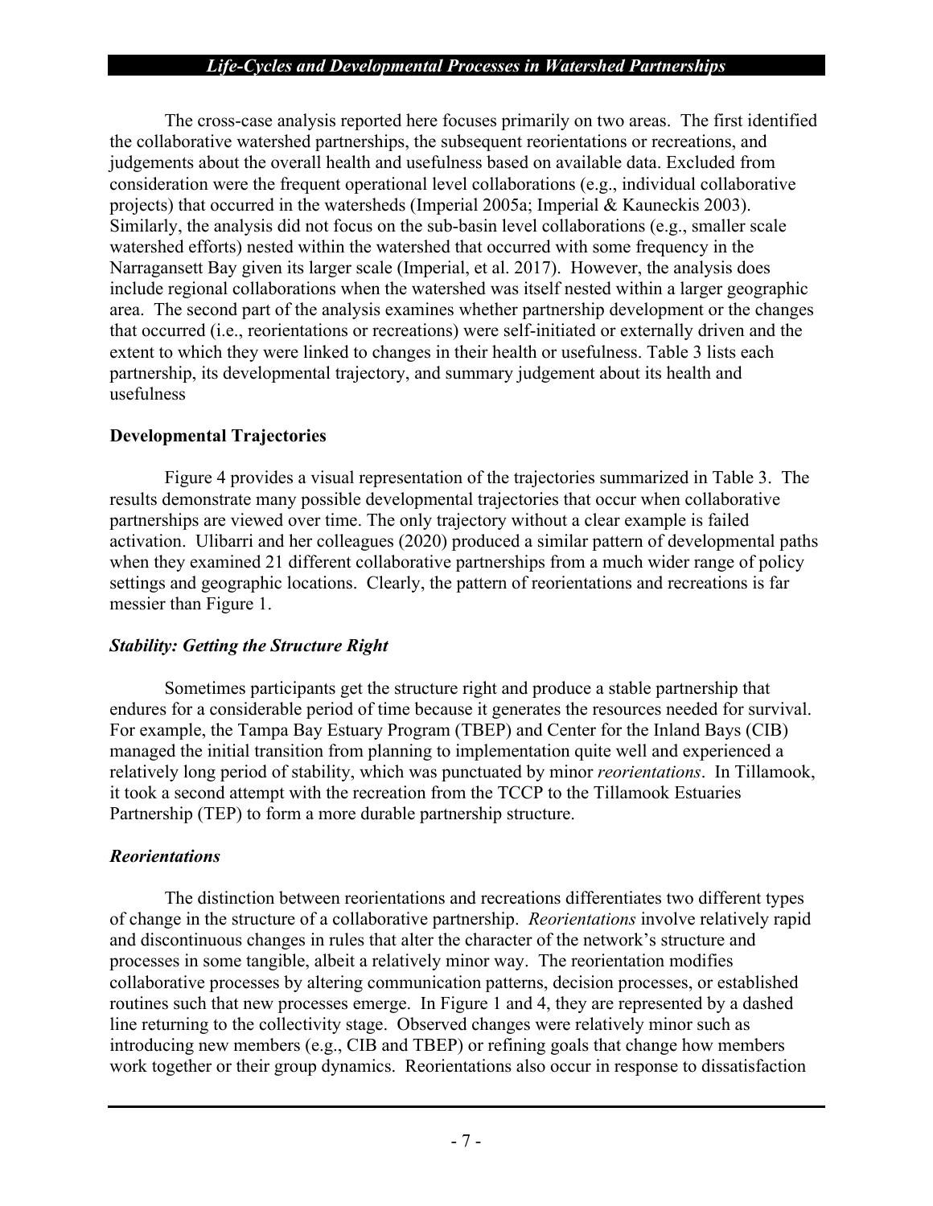The cross-case analysis reported here focuses primarily on two areas. The first identified the collaborative watershed partnerships, the subsequent reorientations or recreations, and judgements about the overall health and usefulness based on available data. Excluded from consideration were the frequent operational level collaborations (e.g., individual collaborative projects) that occurred in the watersheds (Imperial 2005a; Imperial & Kauneckis 2003). Similarly, the analysis did not focus on the sub-basin level collaborations (e.g., smaller scale watershed efforts) nested within the watershed that occurred with some frequency in the Narragansett Bay given its larger scale (Imperial, et al. 2017). However, the analysis does include regional collaborations when the watershed was itself nested within a larger geographic area. The second part of the analysis examines whether partnership development or the changes that occurred (i.e., reorientations or recreations) were self-initiated or externally driven and the extent to which they were linked to changes in their health or usefulness. Table 3 lists each partnership, its developmental trajectory, and summary judgement about its health and usefulness

### Developmental Trajectories

Figure 4 provides a visual representation of the trajectories summarized in Table 3. The results demonstrate many possible developmental trajectories that occur when collaborative partnerships are viewed over time. The only trajectory without a clear example is failed activation. Ulibarri and her colleagues (2020) produced a similar pattern of developmental paths when they examined 21 different collaborative partnerships from a much wider range of policy settings and geographic locations. Clearly, the pattern of reorientations and recreations is far messier than Figure 1.

#### *Stability: Getting the Structure Right*

Sometimes participants get the structure right and produce a stable partnership that endures for a considerable period of time because it generates the resources needed for survival. For example, the Tampa Bay Estuary Program (TBEP) and Center for the Inland Bays (CIB) managed the initial transition from planning to implementation quite well and experienced a relatively long period of stability, which was punctuated by minor *reorientations*. In Tillamook, it took a second attempt with the recreation from the TCCP to the Tillamook Estuaries Partnership (TEP) to form a more durable partnership structure.

#### *Reorientations*

The distinction between reorientations and recreations differentiates two different types of change in the structure of a collaborative partnership. *Reorientations* involve relatively rapid and discontinuous changes in rules that alter the character of the network's structure and processes in some tangible, albeit a relatively minor way. The reorientation modifies collaborative processes by altering communication patterns, decision processes, or established routines such that new processes emerge. In Figure 1 and 4, they are represented by a dashed line returning to the collectivity stage. Observed changes were relatively minor such as introducing new members (e.g., CIB and TBEP) or refining goals that change how members work together or their group dynamics. Reorientations also occur in response to dissatisfaction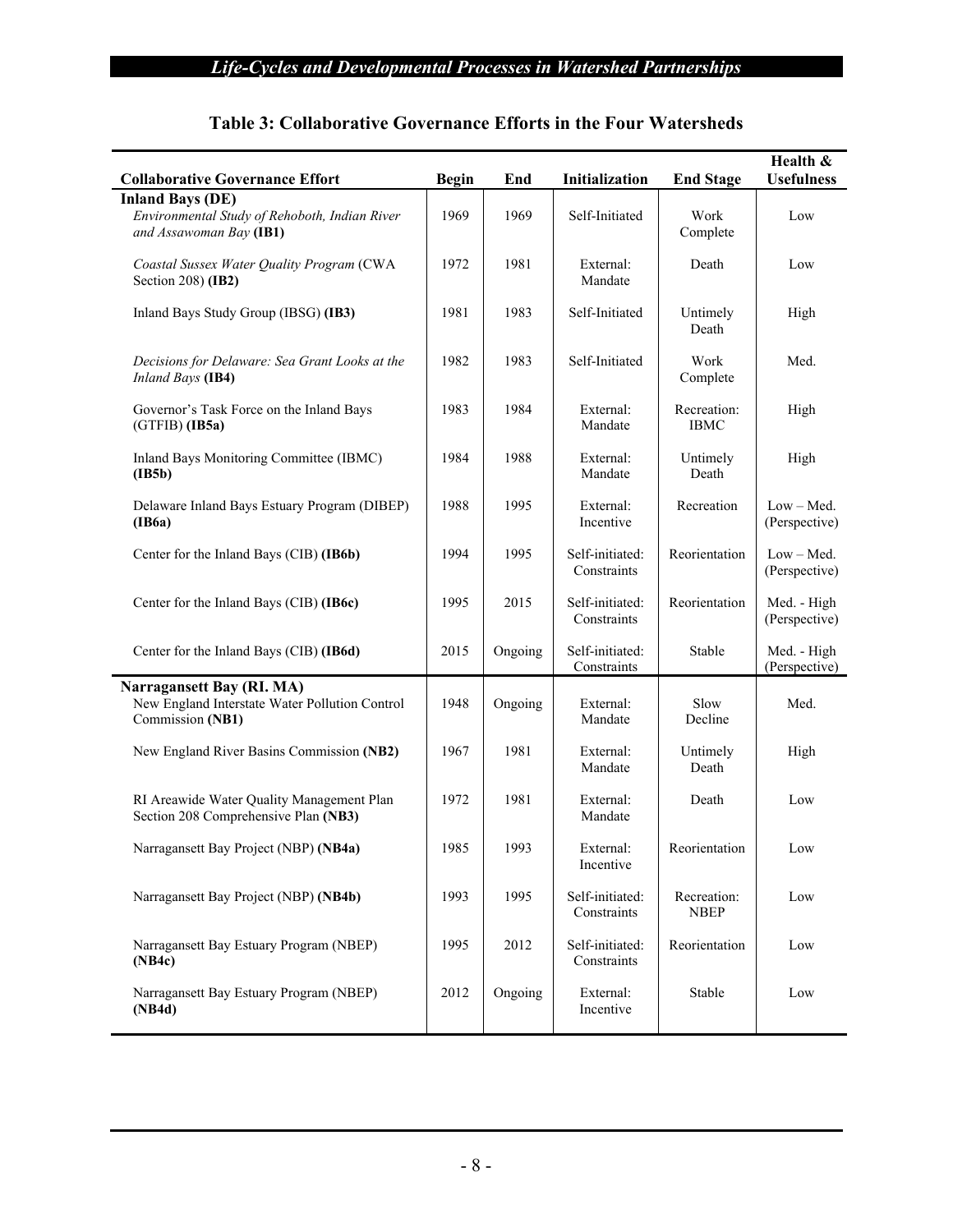## Table 3: Collaborative Governance Efforts in the Four Watersheds

| Collaborative Governance Effort | Begin | End | Initialization | End Stage | Health & Usefulness |
|---|---|---|---|---|---|
| **Inland Bays (DE)** | | | | | |
| *Environmental Study of Rehoboth, Indian River and Assawoman Bay* **(IB1)** | 1969 | 1969 | Self-Initiated | Work Complete | Low |
| *Coastal Sussex Water Quality Program* (CWA Section 208) **(IB2)** | 1972 | 1981 | External: Mandate | Death | Low |
| Inland Bays Study Group (IBSG) **(IB3)** | 1981 | 1983 | Self-Initiated | Untimely Death | High |
| *Decisions for Delaware: Sea Grant Looks at the Inland Bays* **(IB4)** | 1982 | 1983 | Self-Initiated | Work Complete | Med. |
| Governor's Task Force on the Inland Bays (GTFIB) **(IB5a)** | 1983 | 1984 | External: Mandate | Recreation: IBMC | High |
| Inland Bays Monitoring Committee (IBMC) **(IB5b)** | 1984 | 1988 | External: Mandate | Untimely Death | High |
| Delaware Inland Bays Estuary Program (DIBEP) **(IB6a)** | 1988 | 1995 | External: Incentive | Recreation | Low – Med. (Perspective) |
| Center for the Inland Bays (CIB) **(IB6b)** | 1994 | 1995 | Self-initiated: Constraints | Reorientation | Low – Med. (Perspective) |
| Center for the Inland Bays (CIB) **(IB6c)** | 1995 | 2015 | Self-initiated: Constraints | Reorientation | Med. - High (Perspective) |
| Center for the Inland Bays (CIB) **(IB6d)** | 2015 | Ongoing | Self-initiated: Constraints | Stable | Med. - High (Perspective) |
| **Narragansett Bay (RI. MA)** | | | | | |
| New England Interstate Water Pollution Control Commission **(NB1)** | 1948 | Ongoing | External: Mandate | Slow Decline | Med. |
| New England River Basins Commission **(NB2)** | 1967 | 1981 | External: Mandate | Untimely Death | High |
| RI Areawide Water Quality Management Plan Section 208 Comprehensive Plan **(NB3)** | 1972 | 1981 | External: Mandate | Death | Low |
| Narragansett Bay Project (NBP) **(NB4a)** | 1985 | 1993 | External: Incentive | Reorientation | Low |
| Narragansett Bay Project (NBP) **(NB4b)** | 1993 | 1995 | Self-initiated: Constraints | Recreation: NBEP | Low |
| Narragansett Bay Estuary Program (NBEP) **(NB4c)** | 1995 | 2012 | Self-initiated: Constraints | Reorientation | Low |
| Narragansett Bay Estuary Program (NBEP) **(NB4d)** | 2012 | Ongoing | External: Incentive | Stable | Low |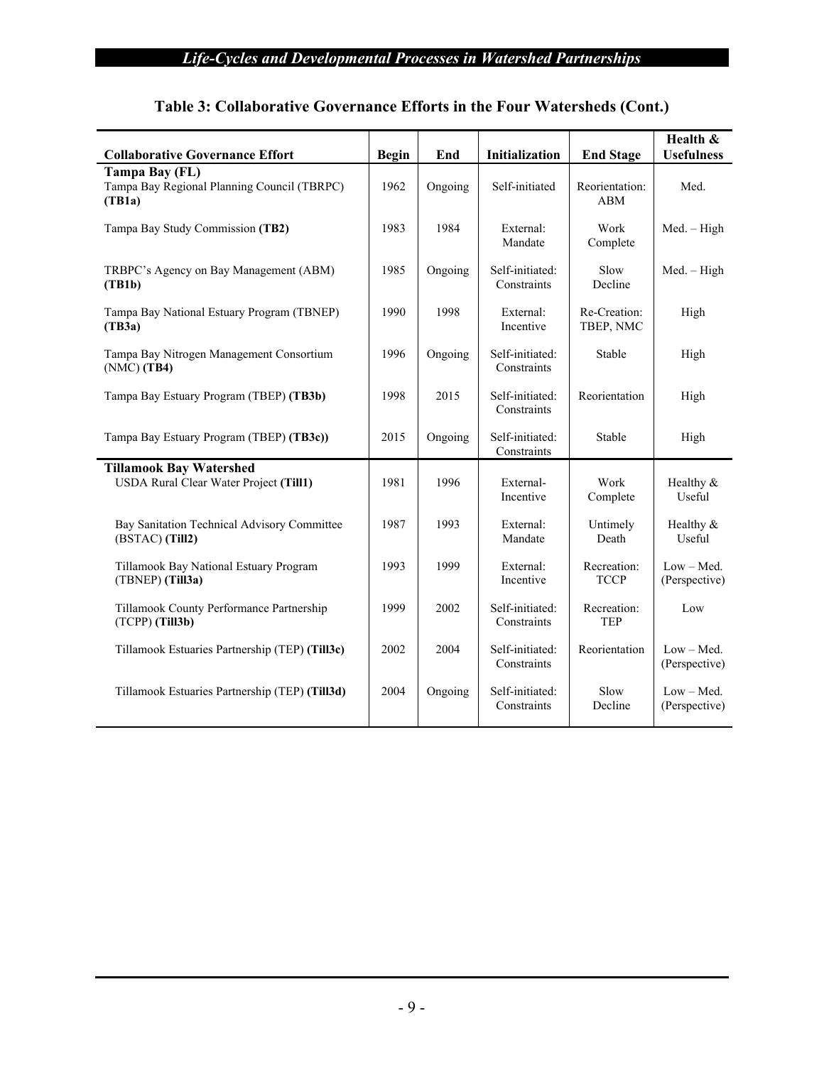## Table 3: Collaborative Governance Efforts in the Four Watersheds (Cont.)

| Collaborative Governance Effort | Begin | End | Initialization | End Stage | Health & Usefulness |
|---|---|---|---|---|---|
| **Tampa Bay (FL)** | | | | | |
| Tampa Bay Regional Planning Council (TBRPC) **(TB1a)** | 1962 | Ongoing | Self-initiated | Reorientation: ABM | Med. |
| Tampa Bay Study Commission **(TB2)** | 1983 | 1984 | External: Mandate | Work Complete | Med. – High |
| TRBPC's Agency on Bay Management (ABM) **(TB1b)** | 1985 | Ongoing | Self-initiated: Constraints | Slow Decline | Med. – High |
| Tampa Bay National Estuary Program (TBNEP) **(TB3a)** | 1990 | 1998 | External: Incentive | Re-Creation: TBEP, NMC | High |
| Tampa Bay Nitrogen Management Consortium (NMC) **(TB4)** | 1996 | Ongoing | Self-initiated: Constraints | Stable | High |
| Tampa Bay Estuary Program (TBEP) **(TB3b)** | 1998 | 2015 | Self-initiated: Constraints | Reorientation | High |
| Tampa Bay Estuary Program (TBEP) **(TB3c))** | 2015 | Ongoing | Self-initiated: Constraints | Stable | High |
| **Tillamook Bay Watershed** | | | | | |
| USDA Rural Clear Water Project **(Till1)** | 1981 | 1996 | External-Incentive | Work Complete | Healthy & Useful |
| Bay Sanitation Technical Advisory Committee (BSTAC) **(Till2)** | 1987 | 1993 | External: Mandate | Untimely Death | Healthy & Useful |
| Tillamook Bay National Estuary Program (TBNEP) **(Till3a)** | 1993 | 1999 | External: Incentive | Recreation: TCCP | Low – Med. (Perspective) |
| Tillamook County Performance Partnership (TCPP) **(Till3b)** | 1999 | 2002 | Self-initiated: Constraints | Recreation: TEP | Low |
| Tillamook Estuaries Partnership (TEP) **(Till3c)** | 2002 | 2004 | Self-initiated: Constraints | Reorientation | Low – Med. (Perspective) |
| Tillamook Estuaries Partnership (TEP) **(Till3d)** | 2004 | Ongoing | Self-initiated: Constraints | Slow Decline | Low – Med. (Perspective) |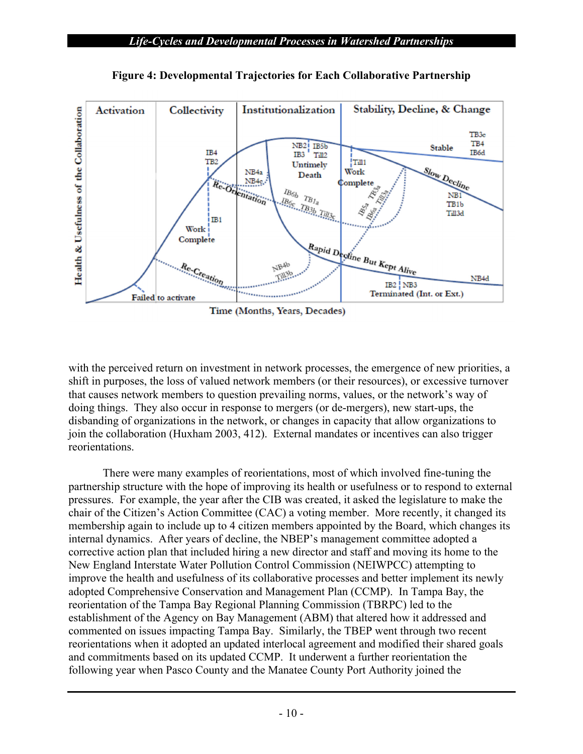**Figure 4: Developmental Trajectories for Each Collaborative Partnership**

with the perceived return on investment in network processes, the emergence of new priorities, a shift in purposes, the loss of valued network members (or their resources), or excessive turnover that causes network members to question prevailing norms, values, or the network's way of doing things. They also occur in response to mergers (or de-mergers), new start-ups, the disbanding of organizations in the network, or changes in capacity that allow organizations to join the collaboration (Huxham 2003, 412). External mandates or incentives can also trigger reorientations.

There were many examples of reorientations, most of which involved fine-tuning the partnership structure with the hope of improving its health or usefulness or to respond to external pressures. For example, the year after the CIB was created, it asked the legislature to make the chair of the Citizen's Action Committee (CAC) a voting member. More recently, it changed its membership again to include up to 4 citizen members appointed by the Board, which changes its internal dynamics. After years of decline, the NBEP's management committee adopted a corrective action plan that included hiring a new director and staff and moving its home to the New England Interstate Water Pollution Control Commission (NEIWPCC) attempting to improve the health and usefulness of its collaborative processes and better implement its newly adopted Comprehensive Conservation and Management Plan (CCMP). In Tampa Bay, the reorientation of the Tampa Bay Regional Planning Commission (TBRPC) led to the establishment of the Agency on Bay Management (ABM) that altered how it addressed and commented on issues impacting Tampa Bay. Similarly, the TBEP went through two recent reorientations when it adopted an updated interlocal agreement and modified their shared goals and commitments based on its updated CCMP. It underwent a further reorientation the following year when Pasco County and the Manatee County Port Authority joined the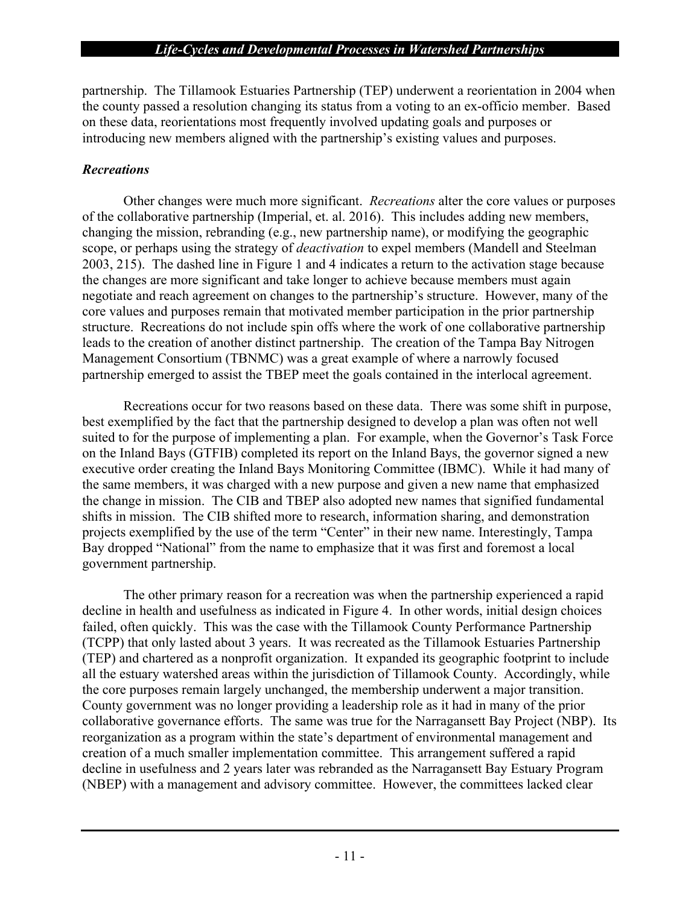partnership. The Tillamook Estuaries Partnership (TEP) underwent a reorientation in 2004 when the county passed a resolution changing its status from a voting to an ex-officio member. Based on these data, reorientations most frequently involved updating goals and purposes or introducing new members aligned with the partnership's existing values and purposes.

### *Recreations*

Other changes were much more significant. *Recreations* alter the core values or purposes of the collaborative partnership (Imperial, et. al. 2016). This includes adding new members, changing the mission, rebranding (e.g., new partnership name), or modifying the geographic scope, or perhaps using the strategy of *deactivation* to expel members (Mandell and Steelman 2003, 215). The dashed line in Figure 1 and 4 indicates a return to the activation stage because the changes are more significant and take longer to achieve because members must again negotiate and reach agreement on changes to the partnership's structure. However, many of the core values and purposes remain that motivated member participation in the prior partnership structure. Recreations do not include spin offs where the work of one collaborative partnership leads to the creation of another distinct partnership. The creation of the Tampa Bay Nitrogen Management Consortium (TBNMC) was a great example of where a narrowly focused partnership emerged to assist the TBEP meet the goals contained in the interlocal agreement.

Recreations occur for two reasons based on these data. There was some shift in purpose, best exemplified by the fact that the partnership designed to develop a plan was often not well suited to for the purpose of implementing a plan. For example, when the Governor's Task Force on the Inland Bays (GTFIB) completed its report on the Inland Bays, the governor signed a new executive order creating the Inland Bays Monitoring Committee (IBMC). While it had many of the same members, it was charged with a new purpose and given a new name that emphasized the change in mission. The CIB and TBEP also adopted new names that signified fundamental shifts in mission. The CIB shifted more to research, information sharing, and demonstration projects exemplified by the use of the term "Center" in their new name. Interestingly, Tampa Bay dropped "National" from the name to emphasize that it was first and foremost a local government partnership.

The other primary reason for a recreation was when the partnership experienced a rapid decline in health and usefulness as indicated in Figure 4. In other words, initial design choices failed, often quickly. This was the case with the Tillamook County Performance Partnership (TCPP) that only lasted about 3 years. It was recreated as the Tillamook Estuaries Partnership (TEP) and chartered as a nonprofit organization. It expanded its geographic footprint to include all the estuary watershed areas within the jurisdiction of Tillamook County. Accordingly, while the core purposes remain largely unchanged, the membership underwent a major transition. County government was no longer providing a leadership role as it had in many of the prior collaborative governance efforts. The same was true for the Narragansett Bay Project (NBP). Its reorganization as a program within the state's department of environmental management and creation of a much smaller implementation committee. This arrangement suffered a rapid decline in usefulness and 2 years later was rebranded as the Narragansett Bay Estuary Program (NBEP) with a management and advisory committee. However, the committees lacked clear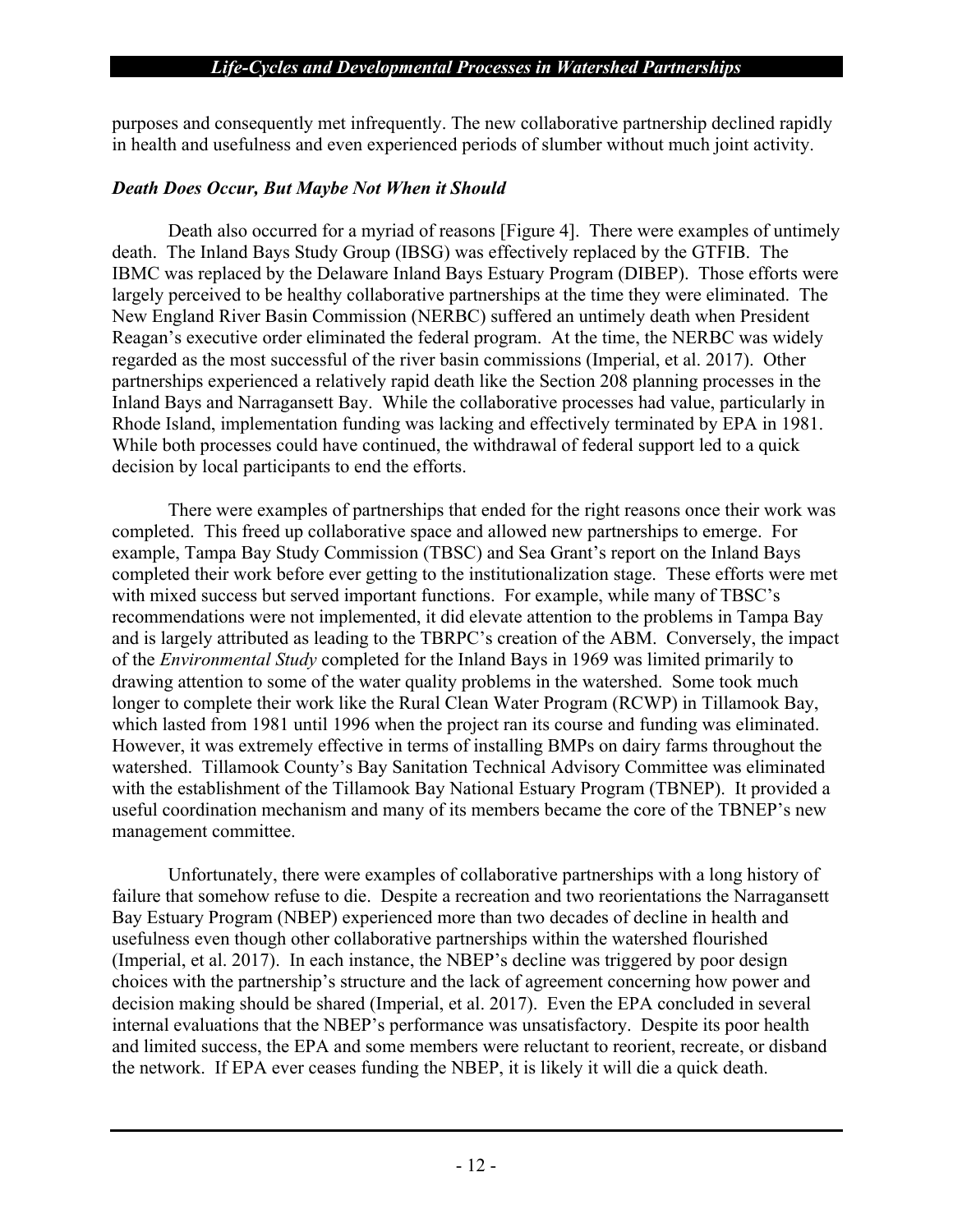purposes and consequently met infrequently. The new collaborative partnership declined rapidly in health and usefulness and even experienced periods of slumber without much joint activity.

### *Death Does Occur, But Maybe Not When it Should*

Death also occurred for a myriad of reasons [Figure 4]. There were examples of untimely death. The Inland Bays Study Group (IBSG) was effectively replaced by the GTFIB. The IBMC was replaced by the Delaware Inland Bays Estuary Program (DIBEP). Those efforts were largely perceived to be healthy collaborative partnerships at the time they were eliminated. The New England River Basin Commission (NERBC) suffered an untimely death when President Reagan's executive order eliminated the federal program. At the time, the NERBC was widely regarded as the most successful of the river basin commissions (Imperial, et al. 2017). Other partnerships experienced a relatively rapid death like the Section 208 planning processes in the Inland Bays and Narragansett Bay. While the collaborative processes had value, particularly in Rhode Island, implementation funding was lacking and effectively terminated by EPA in 1981. While both processes could have continued, the withdrawal of federal support led to a quick decision by local participants to end the efforts.

There were examples of partnerships that ended for the right reasons once their work was completed. This freed up collaborative space and allowed new partnerships to emerge. For example, Tampa Bay Study Commission (TBSC) and Sea Grant's report on the Inland Bays completed their work before ever getting to the institutionalization stage. These efforts were met with mixed success but served important functions. For example, while many of TBSC's recommendations were not implemented, it did elevate attention to the problems in Tampa Bay and is largely attributed as leading to the TBRPC's creation of the ABM. Conversely, the impact of the *Environmental Study* completed for the Inland Bays in 1969 was limited primarily to drawing attention to some of the water quality problems in the watershed. Some took much longer to complete their work like the Rural Clean Water Program (RCWP) in Tillamook Bay, which lasted from 1981 until 1996 when the project ran its course and funding was eliminated. However, it was extremely effective in terms of installing BMPs on dairy farms throughout the watershed. Tillamook County's Bay Sanitation Technical Advisory Committee was eliminated with the establishment of the Tillamook Bay National Estuary Program (TBNEP). It provided a useful coordination mechanism and many of its members became the core of the TBNEP's new management committee.

Unfortunately, there were examples of collaborative partnerships with a long history of failure that somehow refuse to die. Despite a recreation and two reorientations the Narragansett Bay Estuary Program (NBEP) experienced more than two decades of decline in health and usefulness even though other collaborative partnerships within the watershed flourished (Imperial, et al. 2017). In each instance, the NBEP's decline was triggered by poor design choices with the partnership's structure and the lack of agreement concerning how power and decision making should be shared (Imperial, et al. 2017). Even the EPA concluded in several internal evaluations that the NBEP's performance was unsatisfactory. Despite its poor health and limited success, the EPA and some members were reluctant to reorient, recreate, or disband the network. If EPA ever ceases funding the NBEP, it is likely it will die a quick death.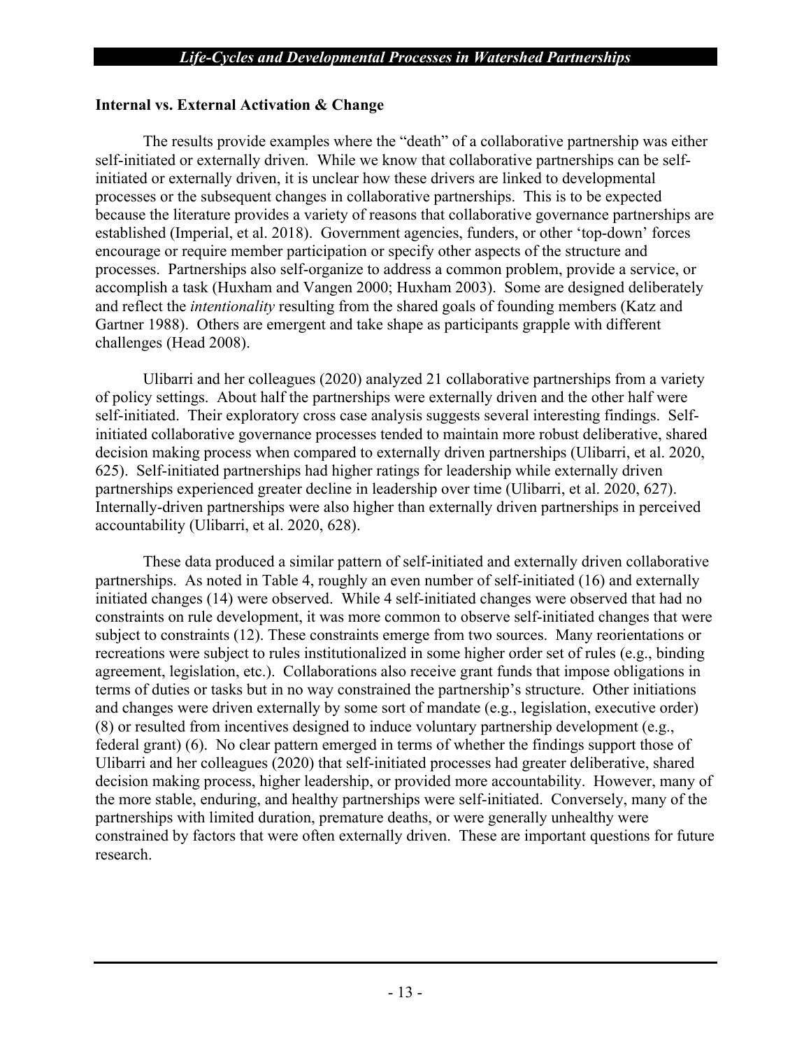### Internal vs. External Activation & Change

The results provide examples where the "death" of a collaborative partnership was either self-initiated or externally driven. While we know that collaborative partnerships can be self-initiated or externally driven, it is unclear how these drivers are linked to developmental processes or the subsequent changes in collaborative partnerships. This is to be expected because the literature provides a variety of reasons that collaborative governance partnerships are established (Imperial, et al. 2018). Government agencies, funders, or other 'top-down' forces encourage or require member participation or specify other aspects of the structure and processes. Partnerships also self-organize to address a common problem, provide a service, or accomplish a task (Huxham and Vangen 2000; Huxham 2003). Some are designed deliberately and reflect the *intentionality* resulting from the shared goals of founding members (Katz and Gartner 1988). Others are emergent and take shape as participants grapple with different challenges (Head 2008).

Ulibarri and her colleagues (2020) analyzed 21 collaborative partnerships from a variety of policy settings. About half the partnerships were externally driven and the other half were self-initiated. Their exploratory cross case analysis suggests several interesting findings. Self-initiated collaborative governance processes tended to maintain more robust deliberative, shared decision making process when compared to externally driven partnerships (Ulibarri, et al. 2020, 625). Self-initiated partnerships had higher ratings for leadership while externally driven partnerships experienced greater decline in leadership over time (Ulibarri, et al. 2020, 627). Internally-driven partnerships were also higher than externally driven partnerships in perceived accountability (Ulibarri, et al. 2020, 628).

These data produced a similar pattern of self-initiated and externally driven collaborative partnerships. As noted in Table 4, roughly an even number of self-initiated (16) and externally initiated changes (14) were observed. While 4 self-initiated changes were observed that had no constraints on rule development, it was more common to observe self-initiated changes that were subject to constraints (12). These constraints emerge from two sources. Many reorientations or recreations were subject to rules institutionalized in some higher order set of rules (e.g., binding agreement, legislation, etc.). Collaborations also receive grant funds that impose obligations in terms of duties or tasks but in no way constrained the partnership's structure. Other initiations and changes were driven externally by some sort of mandate (e.g., legislation, executive order) (8) or resulted from incentives designed to induce voluntary partnership development (e.g., federal grant) (6). No clear pattern emerged in terms of whether the findings support those of Ulibarri and her colleagues (2020) that self-initiated processes had greater deliberative, shared decision making process, higher leadership, or provided more accountability. However, many of the more stable, enduring, and healthy partnerships were self-initiated. Conversely, many of the partnerships with limited duration, premature deaths, or were generally unhealthy were constrained by factors that were often externally driven. These are important questions for future research.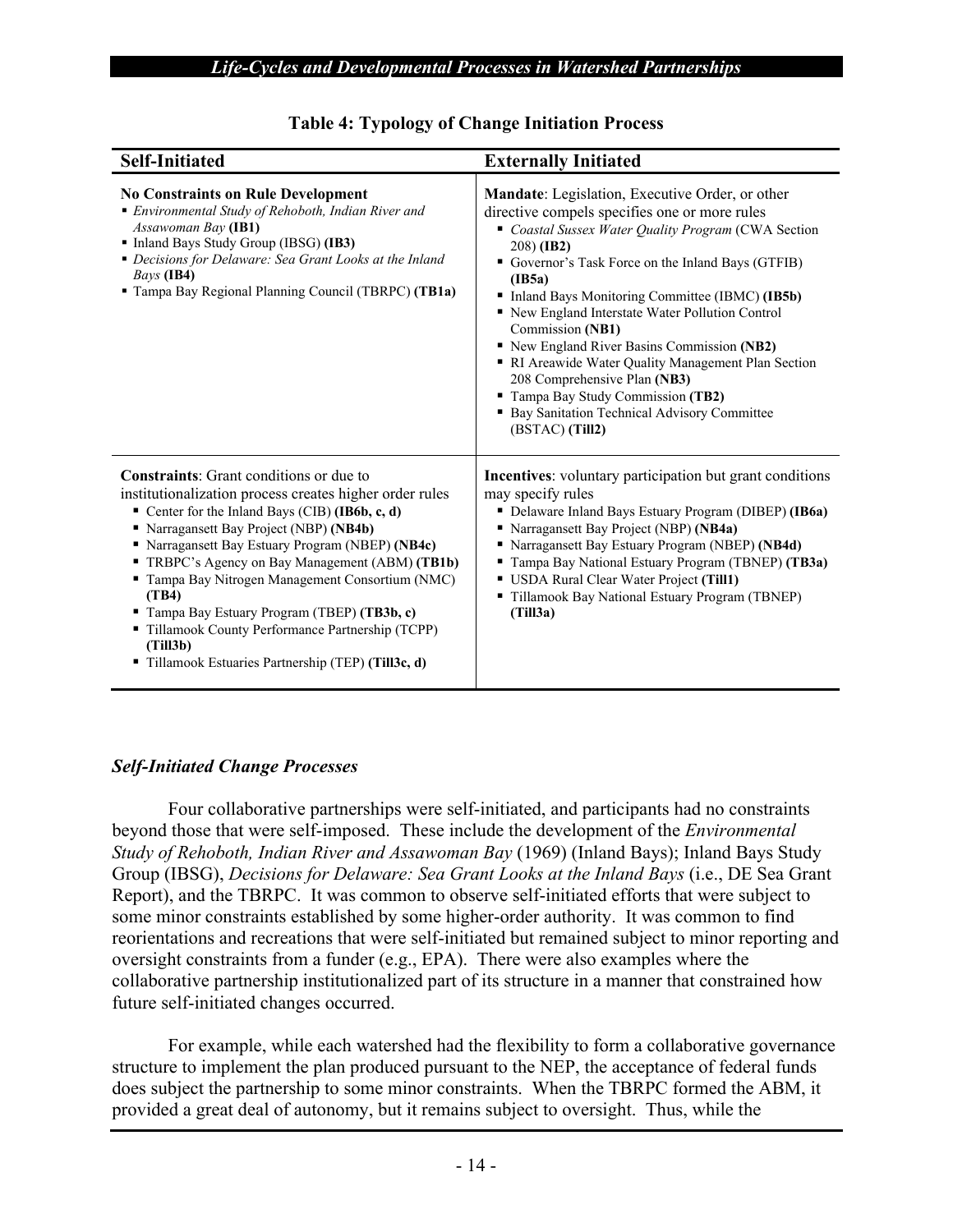**Table 4: Typology of Change Initiation Process**

| **Self-Initiated** | **Externally Initiated** |
|---|---|
| **No Constraints on Rule Development**<br>▪ *Environmental Study of Rehoboth, Indian River and Assawoman Bay* **(IB1)**<br>▪ Inland Bays Study Group (IBSG) **(IB3)**<br>▪ *Decisions for Delaware: Sea Grant Looks at the Inland Bays* **(IB4)**<br>▪ Tampa Bay Regional Planning Council (TBRPC) **(TB1a)** | **Mandate**: Legislation, Executive Order, or other directive compels specifies one or more rules<br>▪ *Coastal Sussex Water Quality Program* (CWA Section 208) **(IB2)**<br>▪ Governor's Task Force on the Inland Bays (GTFIB) **(IB5a)**<br>▪ Inland Bays Monitoring Committee (IBMC) **(IB5b)**<br>▪ New England Interstate Water Pollution Control Commission **(NB1)**<br>▪ New England River Basins Commission **(NB2)**<br>▪ RI Areawide Water Quality Management Plan Section 208 Comprehensive Plan **(NB3)**<br>▪ Tampa Bay Study Commission **(TB2)**<br>▪ Bay Sanitation Technical Advisory Committee (BSTAC) **(Till2)** |
| **Constraints**: Grant conditions or due to institutionalization process creates higher order rules<br>▪ Center for the Inland Bays (CIB) **(IB6b, c, d)**<br>▪ Narragansett Bay Project (NBP) **(NB4b)**<br>▪ Narragansett Bay Estuary Program (NBEP) **(NB4c)**<br>▪ TRBPC's Agency on Bay Management (ABM) **(TB1b)**<br>▪ Tampa Bay Nitrogen Management Consortium (NMC) **(TB4)**<br>▪ Tampa Bay Estuary Program (TBEP) **(TB3b, c)**<br>▪ Tillamook County Performance Partnership (TCPP) **(Till3b)**<br>▪ Tillamook Estuaries Partnership (TEP) **(Till3c, d)** | **Incentives**: voluntary participation but grant conditions may specify rules<br>▪ Delaware Inland Bays Estuary Program (DIBEP) **(IB6a)**<br>▪ Narragansett Bay Project (NBP) **(NB4a)**<br>▪ Narragansett Bay Estuary Program (NBEP) **(NB4d)**<br>▪ Tampa Bay National Estuary Program (TBNEP) **(TB3a)**<br>▪ USDA Rural Clear Water Project **(Till1)**<br>▪ Tillamook Bay National Estuary Program (TBNEP) **(Till3a)** |

### *Self-Initiated Change Processes*

Four collaborative partnerships were self-initiated, and participants had no constraints beyond those that were self-imposed. These include the development of the *Environmental Study of Rehoboth, Indian River and Assawoman Bay* (1969) (Inland Bays); Inland Bays Study Group (IBSG), *Decisions for Delaware: Sea Grant Looks at the Inland Bays* (i.e., DE Sea Grant Report), and the TBRPC. It was common to observe self-initiated efforts that were subject to some minor constraints established by some higher-order authority. It was common to find reorientations and recreations that were self-initiated but remained subject to minor reporting and oversight constraints from a funder (e.g., EPA). There were also examples where the collaborative partnership institutionalized part of its structure in a manner that constrained how future self-initiated changes occurred.

For example, while each watershed had the flexibility to form a collaborative governance structure to implement the plan produced pursuant to the NEP, the acceptance of federal funds does subject the partnership to some minor constraints. When the TBRPC formed the ABM, it provided a great deal of autonomy, but it remains subject to oversight. Thus, while the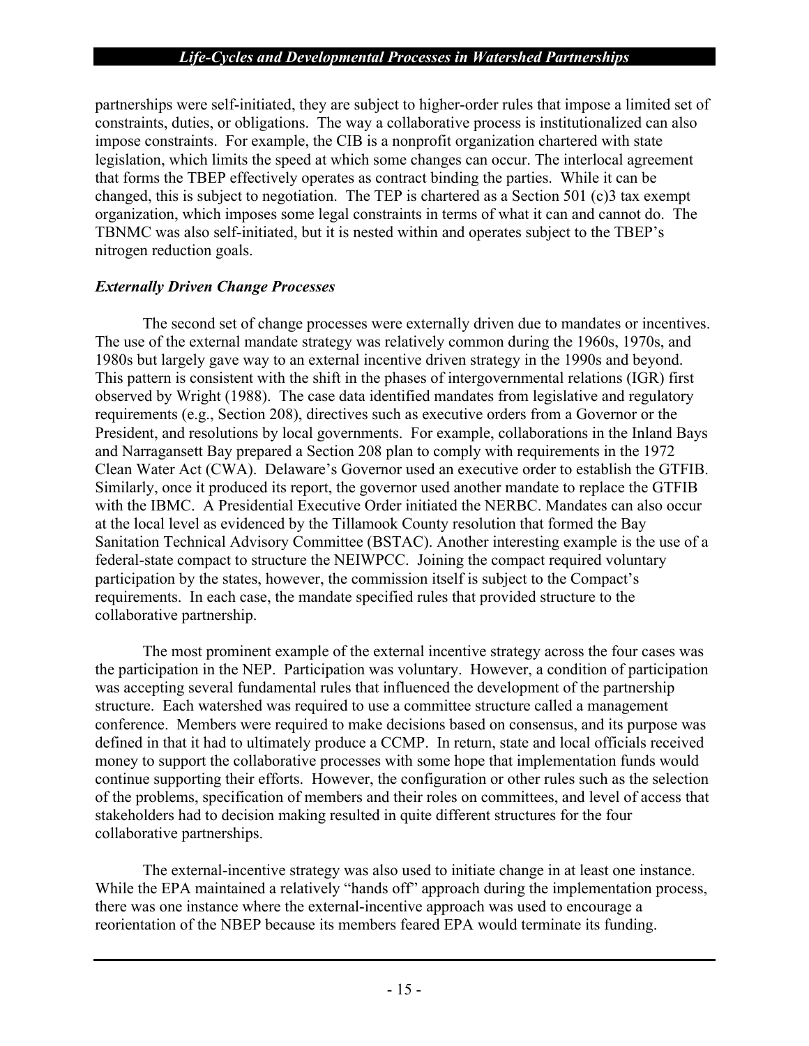partnerships were self-initiated, they are subject to higher-order rules that impose a limited set of constraints, duties, or obligations. The way a collaborative process is institutionalized can also impose constraints. For example, the CIB is a nonprofit organization chartered with state legislation, which limits the speed at which some changes can occur. The interlocal agreement that forms the TBEP effectively operates as contract binding the parties. While it can be changed, this is subject to negotiation. The TEP is chartered as a Section 501 (c)3 tax exempt organization, which imposes some legal constraints in terms of what it can and cannot do. The TBNMC was also self-initiated, but it is nested within and operates subject to the TBEP's nitrogen reduction goals.

### *Externally Driven Change Processes*

The second set of change processes were externally driven due to mandates or incentives. The use of the external mandate strategy was relatively common during the 1960s, 1970s, and 1980s but largely gave way to an external incentive driven strategy in the 1990s and beyond. This pattern is consistent with the shift in the phases of intergovernmental relations (IGR) first observed by Wright (1988). The case data identified mandates from legislative and regulatory requirements (e.g., Section 208), directives such as executive orders from a Governor or the President, and resolutions by local governments. For example, collaborations in the Inland Bays and Narragansett Bay prepared a Section 208 plan to comply with requirements in the 1972 Clean Water Act (CWA). Delaware's Governor used an executive order to establish the GTFIB. Similarly, once it produced its report, the governor used another mandate to replace the GTFIB with the IBMC. A Presidential Executive Order initiated the NERBC. Mandates can also occur at the local level as evidenced by the Tillamook County resolution that formed the Bay Sanitation Technical Advisory Committee (BSTAC). Another interesting example is the use of a federal-state compact to structure the NEIWPCC. Joining the compact required voluntary participation by the states, however, the commission itself is subject to the Compact's requirements. In each case, the mandate specified rules that provided structure to the collaborative partnership.

The most prominent example of the external incentive strategy across the four cases was the participation in the NEP. Participation was voluntary. However, a condition of participation was accepting several fundamental rules that influenced the development of the partnership structure. Each watershed was required to use a committee structure called a management conference. Members were required to make decisions based on consensus, and its purpose was defined in that it had to ultimately produce a CCMP. In return, state and local officials received money to support the collaborative processes with some hope that implementation funds would continue supporting their efforts. However, the configuration or other rules such as the selection of the problems, specification of members and their roles on committees, and level of access that stakeholders had to decision making resulted in quite different structures for the four collaborative partnerships.

The external-incentive strategy was also used to initiate change in at least one instance. While the EPA maintained a relatively "hands off" approach during the implementation process, there was one instance where the external-incentive approach was used to encourage a reorientation of the NBEP because its members feared EPA would terminate its funding.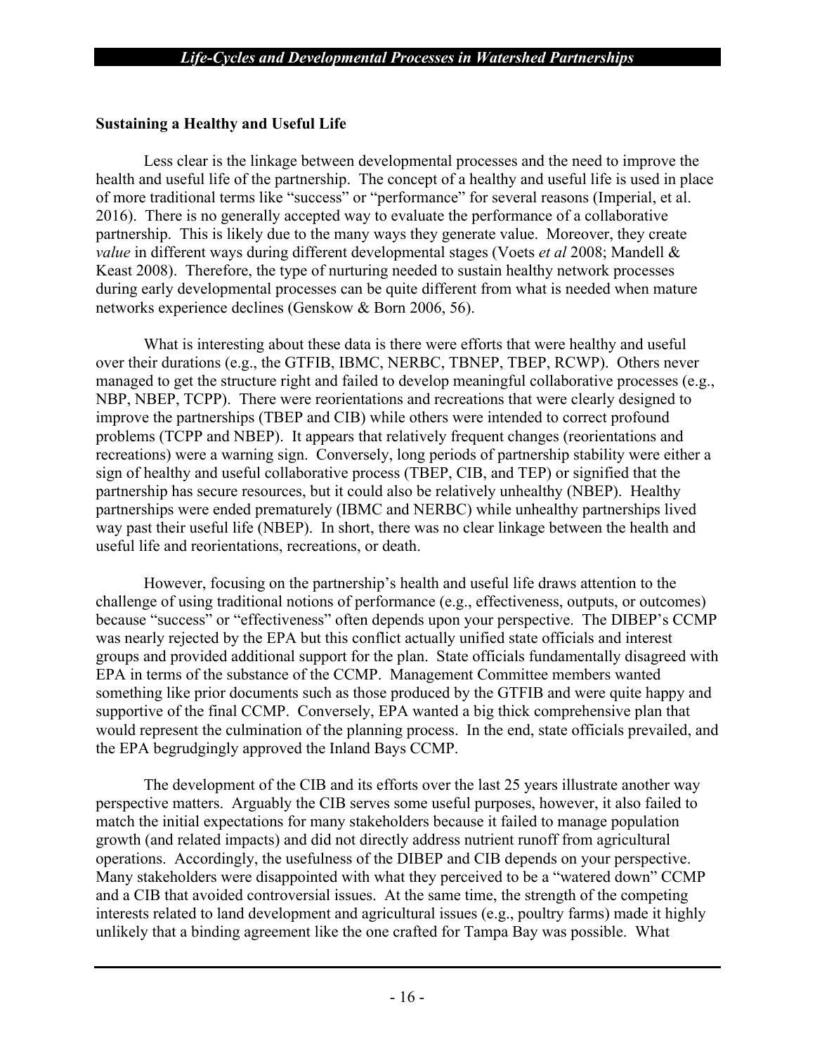### Sustaining a Healthy and Useful Life

Less clear is the linkage between developmental processes and the need to improve the health and useful life of the partnership. The concept of a healthy and useful life is used in place of more traditional terms like "success" or "performance" for several reasons (Imperial, et al. 2016). There is no generally accepted way to evaluate the performance of a collaborative partnership. This is likely due to the many ways they generate value. Moreover, they create *value* in different ways during different developmental stages (Voets *et al* 2008; Mandell & Keast 2008). Therefore, the type of nurturing needed to sustain healthy network processes during early developmental processes can be quite different from what is needed when mature networks experience declines (Genskow & Born 2006, 56).

What is interesting about these data is there were efforts that were healthy and useful over their durations (e.g., the GTFIB, IBMC, NERBC, TBNEP, TBEP, RCWP). Others never managed to get the structure right and failed to develop meaningful collaborative processes (e.g., NBP, NBEP, TCPP). There were reorientations and recreations that were clearly designed to improve the partnerships (TBEP and CIB) while others were intended to correct profound problems (TCPP and NBEP). It appears that relatively frequent changes (reorientations and recreations) were a warning sign. Conversely, long periods of partnership stability were either a sign of healthy and useful collaborative process (TBEP, CIB, and TEP) or signified that the partnership has secure resources, but it could also be relatively unhealthy (NBEP). Healthy partnerships were ended prematurely (IBMC and NERBC) while unhealthy partnerships lived way past their useful life (NBEP). In short, there was no clear linkage between the health and useful life and reorientations, recreations, or death.

However, focusing on the partnership's health and useful life draws attention to the challenge of using traditional notions of performance (e.g., effectiveness, outputs, or outcomes) because "success" or "effectiveness" often depends upon your perspective. The DIBEP's CCMP was nearly rejected by the EPA but this conflict actually unified state officials and interest groups and provided additional support for the plan. State officials fundamentally disagreed with EPA in terms of the substance of the CCMP. Management Committee members wanted something like prior documents such as those produced by the GTFIB and were quite happy and supportive of the final CCMP. Conversely, EPA wanted a big thick comprehensive plan that would represent the culmination of the planning process. In the end, state officials prevailed, and the EPA begrudgingly approved the Inland Bays CCMP.

The development of the CIB and its efforts over the last 25 years illustrate another way perspective matters. Arguably the CIB serves some useful purposes, however, it also failed to match the initial expectations for many stakeholders because it failed to manage population growth (and related impacts) and did not directly address nutrient runoff from agricultural operations. Accordingly, the usefulness of the DIBEP and CIB depends on your perspective. Many stakeholders were disappointed with what they perceived to be a "watered down" CCMP and a CIB that avoided controversial issues. At the same time, the strength of the competing interests related to land development and agricultural issues (e.g., poultry farms) made it highly unlikely that a binding agreement like the one crafted for Tampa Bay was possible. What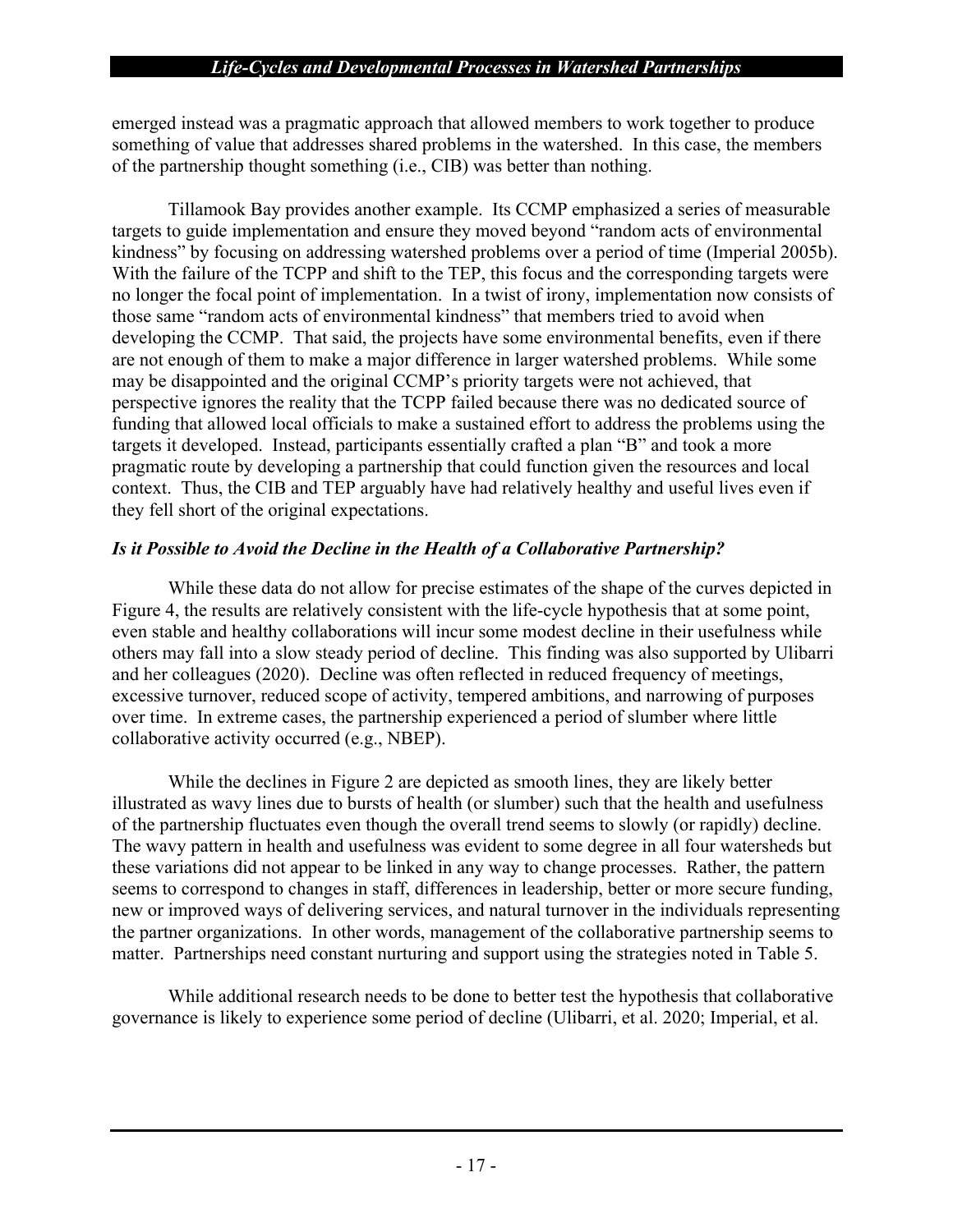emerged instead was a pragmatic approach that allowed members to work together to produce something of value that addresses shared problems in the watershed. In this case, the members of the partnership thought something (i.e., CIB) was better than nothing.

Tillamook Bay provides another example. Its CCMP emphasized a series of measurable targets to guide implementation and ensure they moved beyond "random acts of environmental kindness" by focusing on addressing watershed problems over a period of time (Imperial 2005b). With the failure of the TCPP and shift to the TEP, this focus and the corresponding targets were no longer the focal point of implementation. In a twist of irony, implementation now consists of those same "random acts of environmental kindness" that members tried to avoid when developing the CCMP. That said, the projects have some environmental benefits, even if there are not enough of them to make a major difference in larger watershed problems. While some may be disappointed and the original CCMP's priority targets were not achieved, that perspective ignores the reality that the TCPP failed because there was no dedicated source of funding that allowed local officials to make a sustained effort to address the problems using the targets it developed. Instead, participants essentially crafted a plan "B" and took a more pragmatic route by developing a partnership that could function given the resources and local context. Thus, the CIB and TEP arguably have had relatively healthy and useful lives even if they fell short of the original expectations.

### *Is it Possible to Avoid the Decline in the Health of a Collaborative Partnership?*

While these data do not allow for precise estimates of the shape of the curves depicted in Figure 4, the results are relatively consistent with the life-cycle hypothesis that at some point, even stable and healthy collaborations will incur some modest decline in their usefulness while others may fall into a slow steady period of decline. This finding was also supported by Ulibarri and her colleagues (2020). Decline was often reflected in reduced frequency of meetings, excessive turnover, reduced scope of activity, tempered ambitions, and narrowing of purposes over time. In extreme cases, the partnership experienced a period of slumber where little collaborative activity occurred (e.g., NBEP).

While the declines in Figure 2 are depicted as smooth lines, they are likely better illustrated as wavy lines due to bursts of health (or slumber) such that the health and usefulness of the partnership fluctuates even though the overall trend seems to slowly (or rapidly) decline. The wavy pattern in health and usefulness was evident to some degree in all four watersheds but these variations did not appear to be linked in any way to change processes. Rather, the pattern seems to correspond to changes in staff, differences in leadership, better or more secure funding, new or improved ways of delivering services, and natural turnover in the individuals representing the partner organizations. In other words, management of the collaborative partnership seems to matter. Partnerships need constant nurturing and support using the strategies noted in Table 5.

While additional research needs to be done to better test the hypothesis that collaborative governance is likely to experience some period of decline (Ulibarri, et al. 2020; Imperial, et al.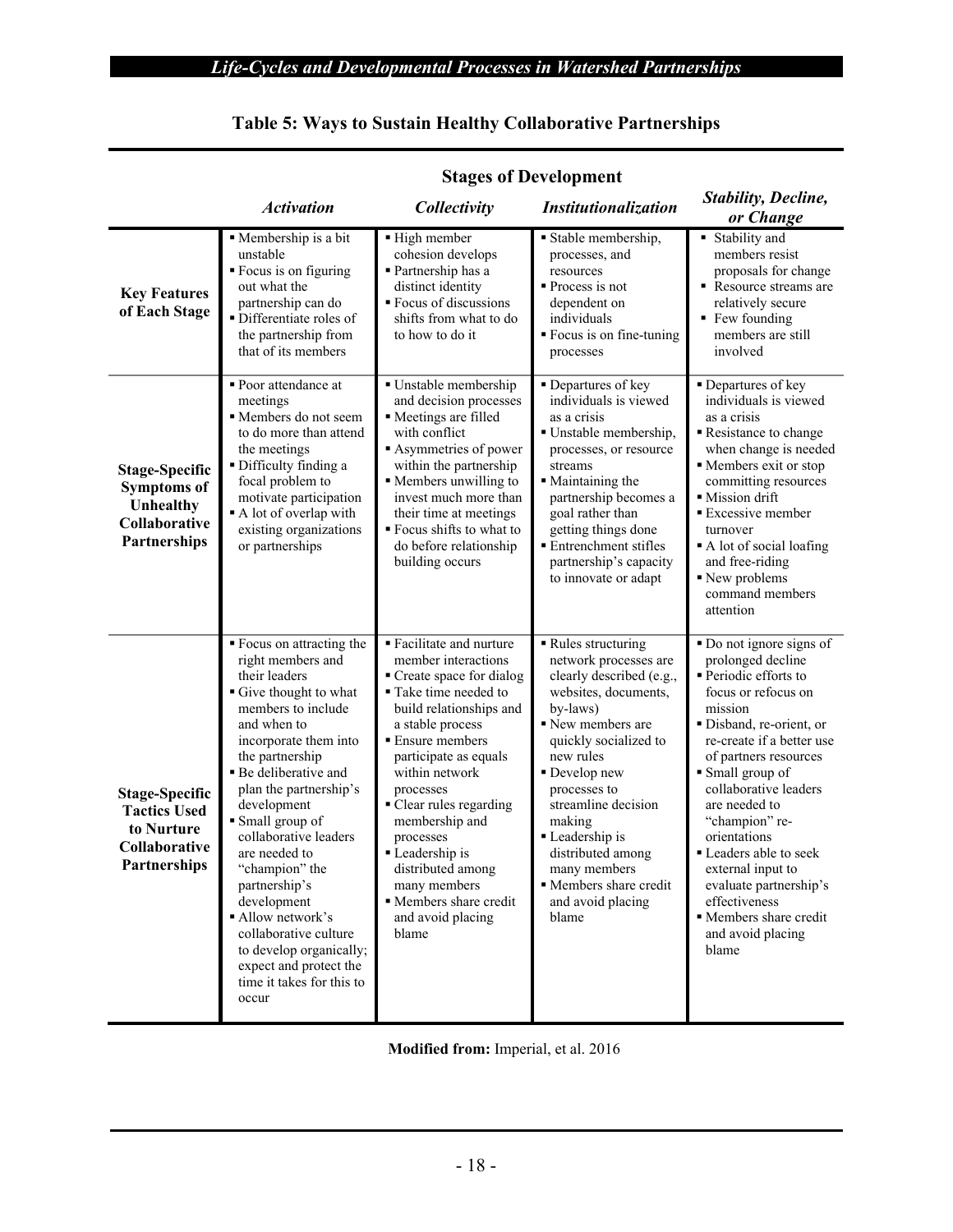## Table 5: Ways to Sustain Healthy Collaborative Partnerships

| | Stages of Development | | | |
|---|---|---|---|---|
| | *Activation* | *Collectivity* | *Institutionalization* | *Stability, Decline, or Change* |
| **Key Features of Each Stage** | ▪ Membership is a bit unstable<br>▪ Focus is on figuring out what the partnership can do<br>▪ Differentiate roles of the partnership from that of its members | ▪ High member cohesion develops<br>▪ Partnership has a distinct identity<br>▪ Focus of discussions shifts from what to do to how to do it | ▪ Stable membership, processes, and resources<br>▪ Process is not dependent on individuals<br>▪ Focus is on fine-tuning processes | ▪ Stability and members resist proposals for change<br>▪ Resource streams are relatively secure<br>▪ Few founding members are still involved |
| **Stage-Specific Symptoms of Unhealthy Collaborative Partnerships** | ▪ Poor attendance at meetings<br>▪ Members do not seem to do more than attend the meetings<br>▪ Difficulty finding a focal problem to motivate participation<br>▪ A lot of overlap with existing organizations or partnerships | ▪ Unstable membership and decision processes<br>▪ Meetings are filled with conflict<br>▪ Asymmetries of power within the partnership<br>▪ Members unwilling to invest much more than their time at meetings<br>▪ Focus shifts to what to do before relationship building occurs | ▪ Departures of key individuals is viewed as a crisis<br>▪ Unstable membership, processes, or resource streams<br>▪ Maintaining the partnership becomes a goal rather than getting things done<br>▪ Entrenchment stifles partnership's capacity to innovate or adapt | ▪ Departures of key individuals is viewed as a crisis<br>▪ Resistance to change when change is needed<br>▪ Members exit or stop committing resources<br>▪ Mission drift<br>▪ Excessive member turnover<br>▪ A lot of social loafing and free-riding<br>▪ New problems command members attention |
| **Stage-Specific Tactics Used to Nurture Collaborative Partnerships** | ▪ Focus on attracting the right members and their leaders<br>▪ Give thought to what members to include and when to incorporate them into the partnership<br>▪ Be deliberative and plan the partnership's development<br>▪ Small group of collaborative leaders are needed to "champion" the partnership's development<br>▪ Allow network's collaborative culture to develop organically; expect and protect the time it takes for this to occur | ▪ Facilitate and nurture member interactions<br>▪ Create space for dialog<br>▪ Take time needed to build relationships and a stable process<br>▪ Ensure members participate as equals within network processes<br>▪ Clear rules regarding membership and processes<br>▪ Leadership is distributed among many members<br>▪ Members share credit and avoid placing blame | ▪ Rules structuring network processes are clearly described (e.g., websites, documents, by-laws)<br>▪ New members are quickly socialized to new rules<br>▪ Develop new processes to streamline decision making<br>▪ Leadership is distributed among many members<br>▪ Members share credit and avoid placing blame | ▪ Do not ignore signs of prolonged decline<br>▪ Periodic efforts to focus or refocus on mission<br>▪ Disband, re-orient, or re-create if a better use of partners resources<br>▪ Small group of collaborative leaders are needed to "champion" re-orientations<br>▪ Leaders able to seek external input to evaluate partnership's effectiveness<br>▪ Members share credit and avoid placing blame |

**Modified from:** Imperial, et al. 2016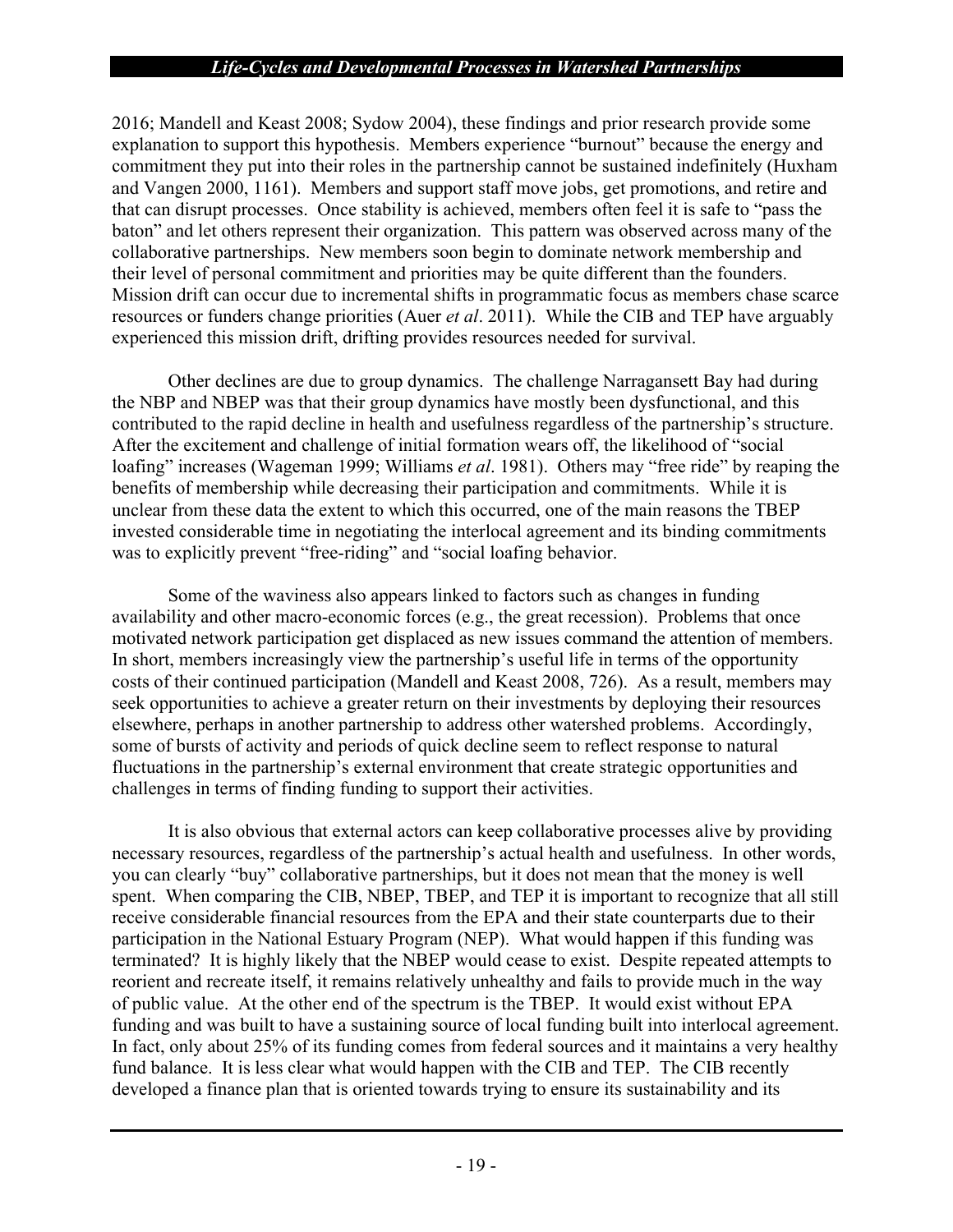2016; Mandell and Keast 2008; Sydow 2004), these findings and prior research provide some explanation to support this hypothesis. Members experience "burnout" because the energy and commitment they put into their roles in the partnership cannot be sustained indefinitely (Huxham and Vangen 2000, 1161). Members and support staff move jobs, get promotions, and retire and that can disrupt processes. Once stability is achieved, members often feel it is safe to "pass the baton" and let others represent their organization. This pattern was observed across many of the collaborative partnerships. New members soon begin to dominate network membership and their level of personal commitment and priorities may be quite different than the founders. Mission drift can occur due to incremental shifts in programmatic focus as members chase scarce resources or funders change priorities (Auer *et al*. 2011). While the CIB and TEP have arguably experienced this mission drift, drifting provides resources needed for survival.

Other declines are due to group dynamics. The challenge Narragansett Bay had during the NBP and NBEP was that their group dynamics have mostly been dysfunctional, and this contributed to the rapid decline in health and usefulness regardless of the partnership's structure. After the excitement and challenge of initial formation wears off, the likelihood of "social loafing" increases (Wageman 1999; Williams *et al*. 1981). Others may "free ride" by reaping the benefits of membership while decreasing their participation and commitments. While it is unclear from these data the extent to which this occurred, one of the main reasons the TBEP invested considerable time in negotiating the interlocal agreement and its binding commitments was to explicitly prevent "free-riding" and "social loafing behavior.

Some of the waviness also appears linked to factors such as changes in funding availability and other macro-economic forces (e.g., the great recession). Problems that once motivated network participation get displaced as new issues command the attention of members. In short, members increasingly view the partnership's useful life in terms of the opportunity costs of their continued participation (Mandell and Keast 2008, 726). As a result, members may seek opportunities to achieve a greater return on their investments by deploying their resources elsewhere, perhaps in another partnership to address other watershed problems. Accordingly, some of bursts of activity and periods of quick decline seem to reflect response to natural fluctuations in the partnership's external environment that create strategic opportunities and challenges in terms of finding funding to support their activities.

It is also obvious that external actors can keep collaborative processes alive by providing necessary resources, regardless of the partnership's actual health and usefulness. In other words, you can clearly "buy" collaborative partnerships, but it does not mean that the money is well spent. When comparing the CIB, NBEP, TBEP, and TEP it is important to recognize that all still receive considerable financial resources from the EPA and their state counterparts due to their participation in the National Estuary Program (NEP). What would happen if this funding was terminated? It is highly likely that the NBEP would cease to exist. Despite repeated attempts to reorient and recreate itself, it remains relatively unhealthy and fails to provide much in the way of public value. At the other end of the spectrum is the TBEP. It would exist without EPA funding and was built to have a sustaining source of local funding built into interlocal agreement. In fact, only about 25% of its funding comes from federal sources and it maintains a very healthy fund balance. It is less clear what would happen with the CIB and TEP. The CIB recently developed a finance plan that is oriented towards trying to ensure its sustainability and its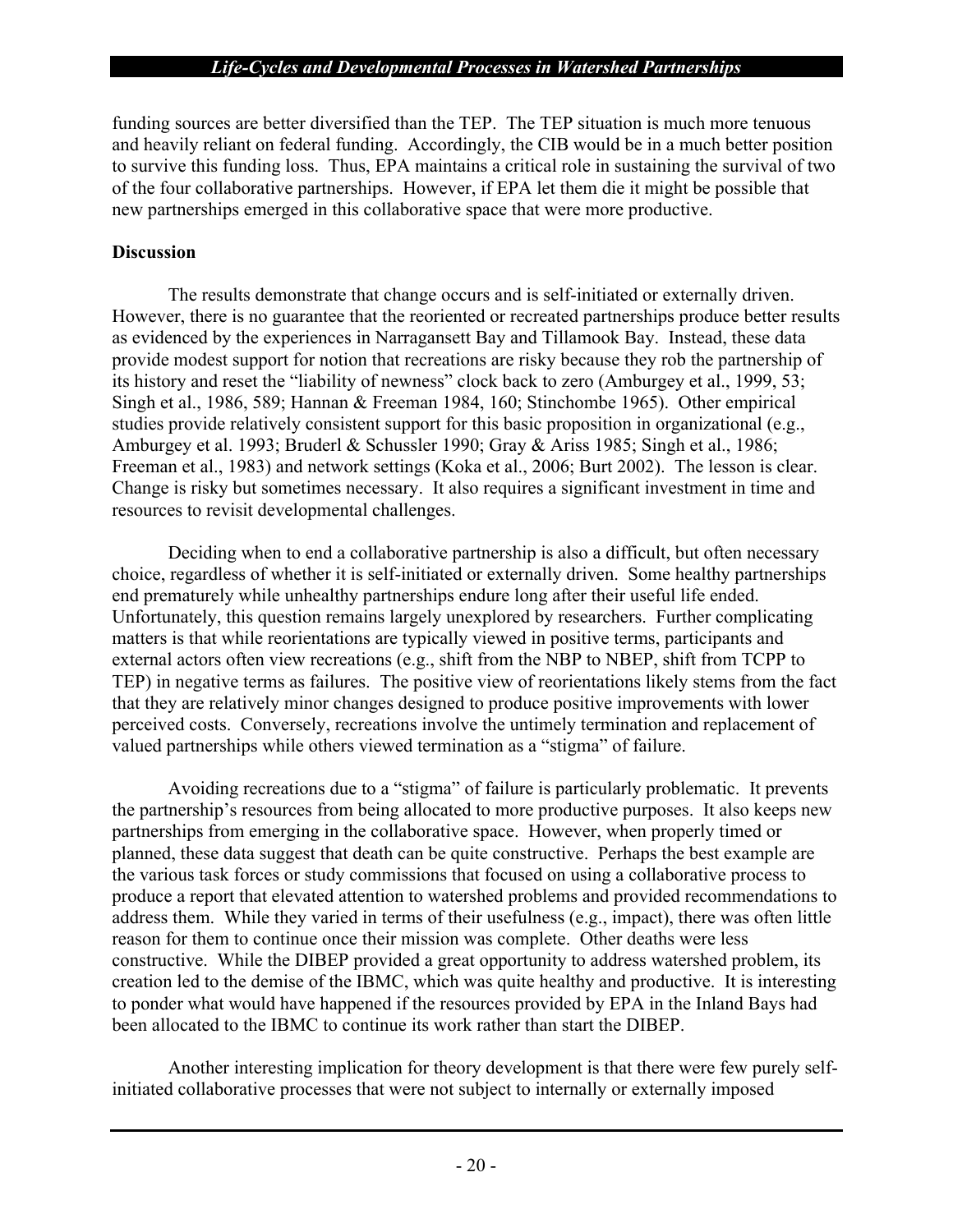funding sources are better diversified than the TEP. The TEP situation is much more tenuous and heavily reliant on federal funding. Accordingly, the CIB would be in a much better position to survive this funding loss. Thus, EPA maintains a critical role in sustaining the survival of two of the four collaborative partnerships. However, if EPA let them die it might be possible that new partnerships emerged in this collaborative space that were more productive.

**Discussion**

The results demonstrate that change occurs and is self-initiated or externally driven. However, there is no guarantee that the reoriented or recreated partnerships produce better results as evidenced by the experiences in Narragansett Bay and Tillamook Bay. Instead, these data provide modest support for notion that recreations are risky because they rob the partnership of its history and reset the "liability of newness" clock back to zero (Amburgey et al., 1999, 53; Singh et al., 1986, 589; Hannan & Freeman 1984, 160; Stinchombe 1965). Other empirical studies provide relatively consistent support for this basic proposition in organizational (e.g., Amburgey et al. 1993; Bruderl & Schussler 1990; Gray & Ariss 1985; Singh et al., 1986; Freeman et al., 1983) and network settings (Koka et al., 2006; Burt 2002). The lesson is clear. Change is risky but sometimes necessary. It also requires a significant investment in time and resources to revisit developmental challenges.

Deciding when to end a collaborative partnership is also a difficult, but often necessary choice, regardless of whether it is self-initiated or externally driven. Some healthy partnerships end prematurely while unhealthy partnerships endure long after their useful life ended. Unfortunately, this question remains largely unexplored by researchers. Further complicating matters is that while reorientations are typically viewed in positive terms, participants and external actors often view recreations (e.g., shift from the NBP to NBEP, shift from TCPP to TEP) in negative terms as failures. The positive view of reorientations likely stems from the fact that they are relatively minor changes designed to produce positive improvements with lower perceived costs. Conversely, recreations involve the untimely termination and replacement of valued partnerships while others viewed termination as a "stigma" of failure.

Avoiding recreations due to a "stigma" of failure is particularly problematic. It prevents the partnership's resources from being allocated to more productive purposes. It also keeps new partnerships from emerging in the collaborative space. However, when properly timed or planned, these data suggest that death can be quite constructive. Perhaps the best example are the various task forces or study commissions that focused on using a collaborative process to produce a report that elevated attention to watershed problems and provided recommendations to address them. While they varied in terms of their usefulness (e.g., impact), there was often little reason for them to continue once their mission was complete. Other deaths were less constructive. While the DIBEP provided a great opportunity to address watershed problem, its creation led to the demise of the IBMC, which was quite healthy and productive. It is interesting to ponder what would have happened if the resources provided by EPA in the Inland Bays had been allocated to the IBMC to continue its work rather than start the DIBEP.

Another interesting implication for theory development is that there were few purely self-initiated collaborative processes that were not subject to internally or externally imposed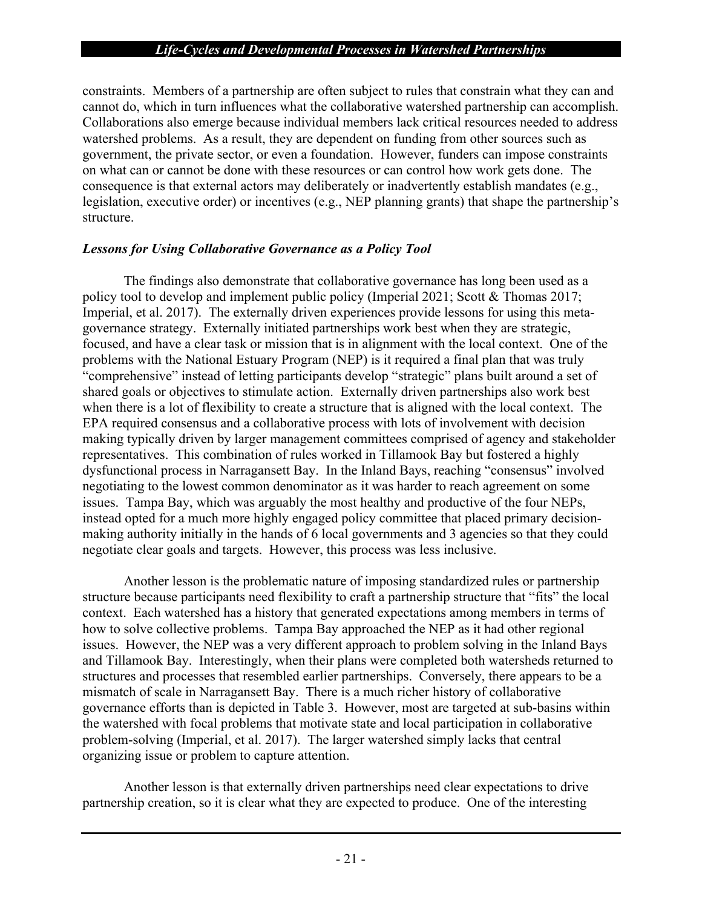constraints. Members of a partnership are often subject to rules that constrain what they can and cannot do, which in turn influences what the collaborative watershed partnership can accomplish. Collaborations also emerge because individual members lack critical resources needed to address watershed problems. As a result, they are dependent on funding from other sources such as government, the private sector, or even a foundation. However, funders can impose constraints on what can or cannot be done with these resources or can control how work gets done. The consequence is that external actors may deliberately or inadvertently establish mandates (e.g., legislation, executive order) or incentives (e.g., NEP planning grants) that shape the partnership's structure.

### *Lessons for Using Collaborative Governance as a Policy Tool*

The findings also demonstrate that collaborative governance has long been used as a policy tool to develop and implement public policy (Imperial 2021; Scott & Thomas 2017; Imperial, et al. 2017). The externally driven experiences provide lessons for using this meta-governance strategy. Externally initiated partnerships work best when they are strategic, focused, and have a clear task or mission that is in alignment with the local context. One of the problems with the National Estuary Program (NEP) is it required a final plan that was truly "comprehensive" instead of letting participants develop "strategic" plans built around a set of shared goals or objectives to stimulate action. Externally driven partnerships also work best when there is a lot of flexibility to create a structure that is aligned with the local context. The EPA required consensus and a collaborative process with lots of involvement with decision making typically driven by larger management committees comprised of agency and stakeholder representatives. This combination of rules worked in Tillamook Bay but fostered a highly dysfunctional process in Narragansett Bay. In the Inland Bays, reaching "consensus" involved negotiating to the lowest common denominator as it was harder to reach agreement on some issues. Tampa Bay, which was arguably the most healthy and productive of the four NEPs, instead opted for a much more highly engaged policy committee that placed primary decision-making authority initially in the hands of 6 local governments and 3 agencies so that they could negotiate clear goals and targets. However, this process was less inclusive.

Another lesson is the problematic nature of imposing standardized rules or partnership structure because participants need flexibility to craft a partnership structure that "fits" the local context. Each watershed has a history that generated expectations among members in terms of how to solve collective problems. Tampa Bay approached the NEP as it had other regional issues. However, the NEP was a very different approach to problem solving in the Inland Bays and Tillamook Bay. Interestingly, when their plans were completed both watersheds returned to structures and processes that resembled earlier partnerships. Conversely, there appears to be a mismatch of scale in Narragansett Bay. There is a much richer history of collaborative governance efforts than is depicted in Table 3. However, most are targeted at sub-basins within the watershed with focal problems that motivate state and local participation in collaborative problem-solving (Imperial, et al. 2017). The larger watershed simply lacks that central organizing issue or problem to capture attention.

Another lesson is that externally driven partnerships need clear expectations to drive partnership creation, so it is clear what they are expected to produce. One of the interesting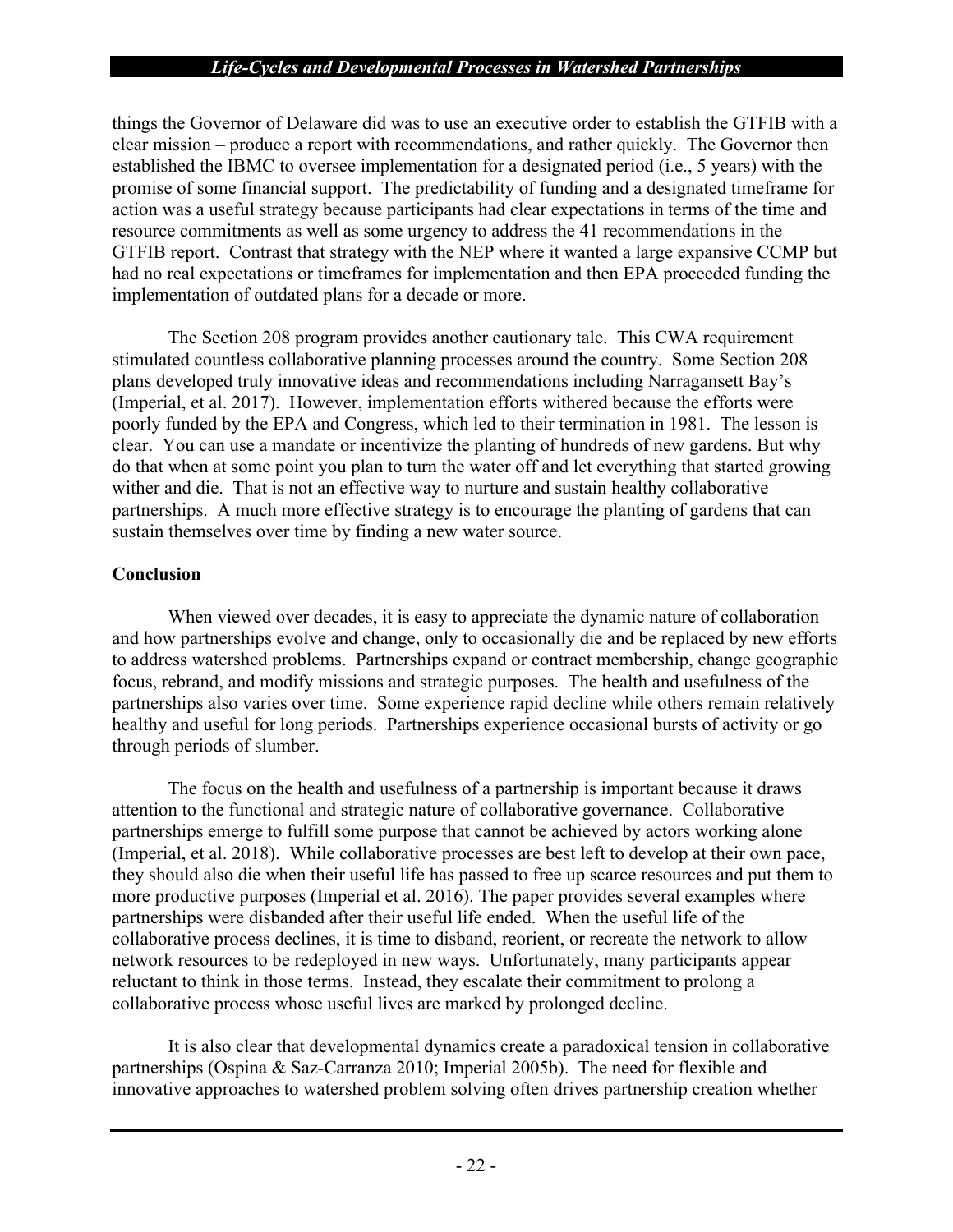things the Governor of Delaware did was to use an executive order to establish the GTFIB with a clear mission – produce a report with recommendations, and rather quickly. The Governor then established the IBMC to oversee implementation for a designated period (i.e., 5 years) with the promise of some financial support. The predictability of funding and a designated timeframe for action was a useful strategy because participants had clear expectations in terms of the time and resource commitments as well as some urgency to address the 41 recommendations in the GTFIB report. Contrast that strategy with the NEP where it wanted a large expansive CCMP but had no real expectations or timeframes for implementation and then EPA proceeded funding the implementation of outdated plans for a decade or more.

The Section 208 program provides another cautionary tale. This CWA requirement stimulated countless collaborative planning processes around the country. Some Section 208 plans developed truly innovative ideas and recommendations including Narragansett Bay's (Imperial, et al. 2017). However, implementation efforts withered because the efforts were poorly funded by the EPA and Congress, which led to their termination in 1981. The lesson is clear. You can use a mandate or incentivize the planting of hundreds of new gardens. But why do that when at some point you plan to turn the water off and let everything that started growing wither and die. That is not an effective way to nurture and sustain healthy collaborative partnerships. A much more effective strategy is to encourage the planting of gardens that can sustain themselves over time by finding a new water source.

## Conclusion

When viewed over decades, it is easy to appreciate the dynamic nature of collaboration and how partnerships evolve and change, only to occasionally die and be replaced by new efforts to address watershed problems. Partnerships expand or contract membership, change geographic focus, rebrand, and modify missions and strategic purposes. The health and usefulness of the partnerships also varies over time. Some experience rapid decline while others remain relatively healthy and useful for long periods. Partnerships experience occasional bursts of activity or go through periods of slumber.

The focus on the health and usefulness of a partnership is important because it draws attention to the functional and strategic nature of collaborative governance. Collaborative partnerships emerge to fulfill some purpose that cannot be achieved by actors working alone (Imperial, et al. 2018). While collaborative processes are best left to develop at their own pace, they should also die when their useful life has passed to free up scarce resources and put them to more productive purposes (Imperial et al. 2016). The paper provides several examples where partnerships were disbanded after their useful life ended. When the useful life of the collaborative process declines, it is time to disband, reorient, or recreate the network to allow network resources to be redeployed in new ways. Unfortunately, many participants appear reluctant to think in those terms. Instead, they escalate their commitment to prolong a collaborative process whose useful lives are marked by prolonged decline.

It is also clear that developmental dynamics create a paradoxical tension in collaborative partnerships (Ospina & Saz-Carranza 2010; Imperial 2005b). The need for flexible and innovative approaches to watershed problem solving often drives partnership creation whether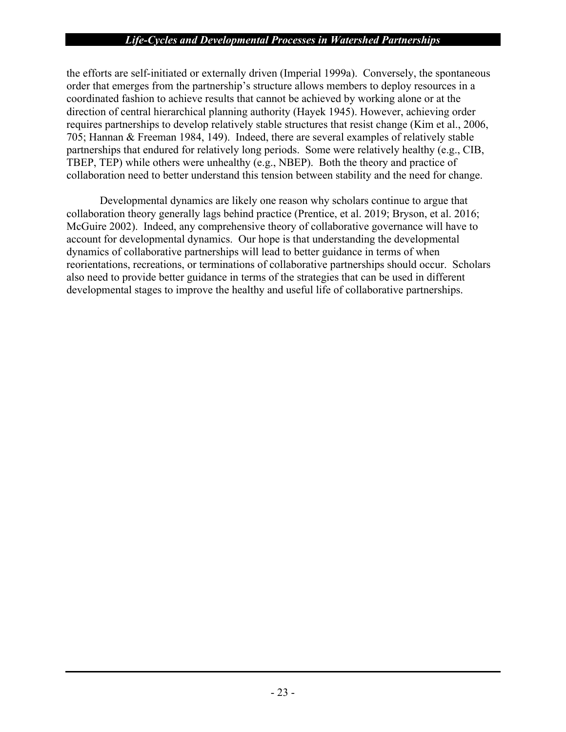the efforts are self-initiated or externally driven (Imperial 1999a). Conversely, the spontaneous order that emerges from the partnership's structure allows members to deploy resources in a coordinated fashion to achieve results that cannot be achieved by working alone or at the direction of central hierarchical planning authority (Hayek 1945). However, achieving order requires partnerships to develop relatively stable structures that resist change (Kim et al., 2006, 705; Hannan & Freeman 1984, 149). Indeed, there are several examples of relatively stable partnerships that endured for relatively long periods. Some were relatively healthy (e.g., CIB, TBEP, TEP) while others were unhealthy (e.g., NBEP). Both the theory and practice of collaboration need to better understand this tension between stability and the need for change.

Developmental dynamics are likely one reason why scholars continue to argue that collaboration theory generally lags behind practice (Prentice, et al. 2019; Bryson, et al. 2016; McGuire 2002). Indeed, any comprehensive theory of collaborative governance will have to account for developmental dynamics. Our hope is that understanding the developmental dynamics of collaborative partnerships will lead to better guidance in terms of when reorientations, recreations, or terminations of collaborative partnerships should occur. Scholars also need to provide better guidance in terms of the strategies that can be used in different developmental stages to improve the healthy and useful life of collaborative partnerships.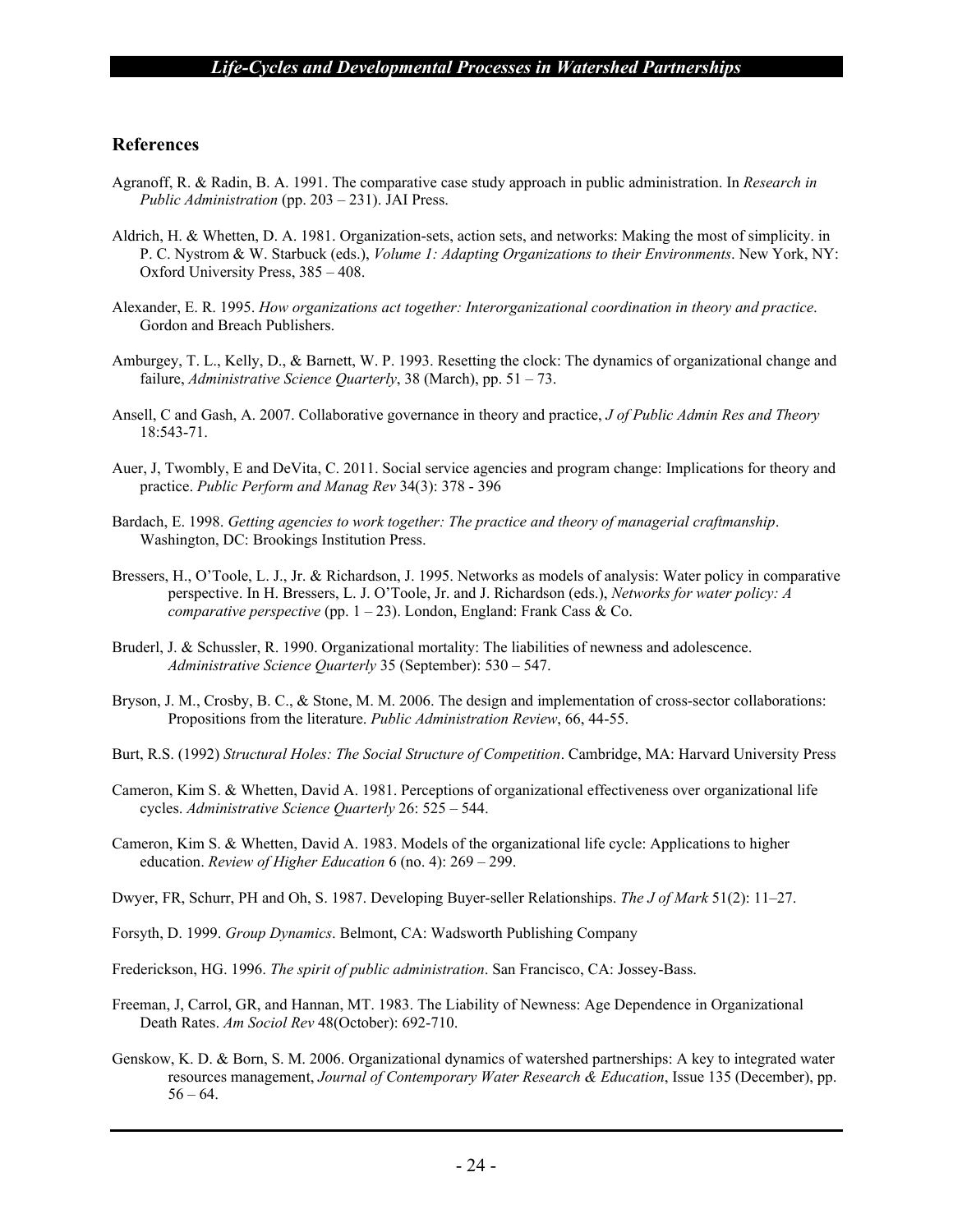## References

Agranoff, R. & Radin, B. A. 1991. The comparative case study approach in public administration. In *Research in Public Administration* (pp. 203 – 231). JAI Press.

Aldrich, H. & Whetten, D. A. 1981. Organization-sets, action sets, and networks: Making the most of simplicity. in P. C. Nystrom & W. Starbuck (eds.), *Volume 1: Adapting Organizations to their Environments*. New York, NY: Oxford University Press, 385 – 408.

Alexander, E. R. 1995. *How organizations act together: Interorganizational coordination in theory and practice*. Gordon and Breach Publishers.

Amburgey, T. L., Kelly, D., & Barnett, W. P. 1993. Resetting the clock: The dynamics of organizational change and failure, *Administrative Science Quarterly*, 38 (March), pp. 51 – 73.

Ansell, C and Gash, A. 2007. Collaborative governance in theory and practice, *J of Public Admin Res and Theory* 18:543-71.

Auer, J, Twombly, E and DeVita, C. 2011. Social service agencies and program change: Implications for theory and practice. *Public Perform and Manag Rev* 34(3): 378 - 396

Bardach, E. 1998. *Getting agencies to work together: The practice and theory of managerial craftmanship*. Washington, DC: Brookings Institution Press.

Bressers, H., O'Toole, L. J., Jr. & Richardson, J. 1995. Networks as models of analysis: Water policy in comparative perspective. In H. Bressers, L. J. O'Toole, Jr. and J. Richardson (eds.), *Networks for water policy: A comparative perspective* (pp. 1 – 23). London, England: Frank Cass & Co.

Bruderl, J. & Schussler, R. 1990. Organizational mortality: The liabilities of newness and adolescence. *Administrative Science Quarterly* 35 (September): 530 – 547.

Bryson, J. M., Crosby, B. C., & Stone, M. M. 2006. The design and implementation of cross-sector collaborations: Propositions from the literature. *Public Administration Review*, 66, 44-55.

Burt, R.S. (1992) *Structural Holes: The Social Structure of Competition*. Cambridge, MA: Harvard University Press

Cameron, Kim S. & Whetten, David A. 1981. Perceptions of organizational effectiveness over organizational life cycles. *Administrative Science Quarterly* 26: 525 – 544.

Cameron, Kim S. & Whetten, David A. 1983. Models of the organizational life cycle: Applications to higher education. *Review of Higher Education* 6 (no. 4): 269 – 299.

Dwyer, FR, Schurr, PH and Oh, S. 1987. Developing Buyer-seller Relationships. *The J of Mark* 51(2): 11–27.

Forsyth, D. 1999. *Group Dynamics*. Belmont, CA: Wadsworth Publishing Company

Frederickson, HG. 1996. *The spirit of public administration*. San Francisco, CA: Jossey-Bass.

Freeman, J, Carrol, GR, and Hannan, MT. 1983. The Liability of Newness: Age Dependence in Organizational Death Rates. *Am Sociol Rev* 48(October): 692-710.

Genskow, K. D. & Born, S. M. 2006. Organizational dynamics of watershed partnerships: A key to integrated water resources management, *Journal of Contemporary Water Research & Education*, Issue 135 (December), pp. 56 – 64.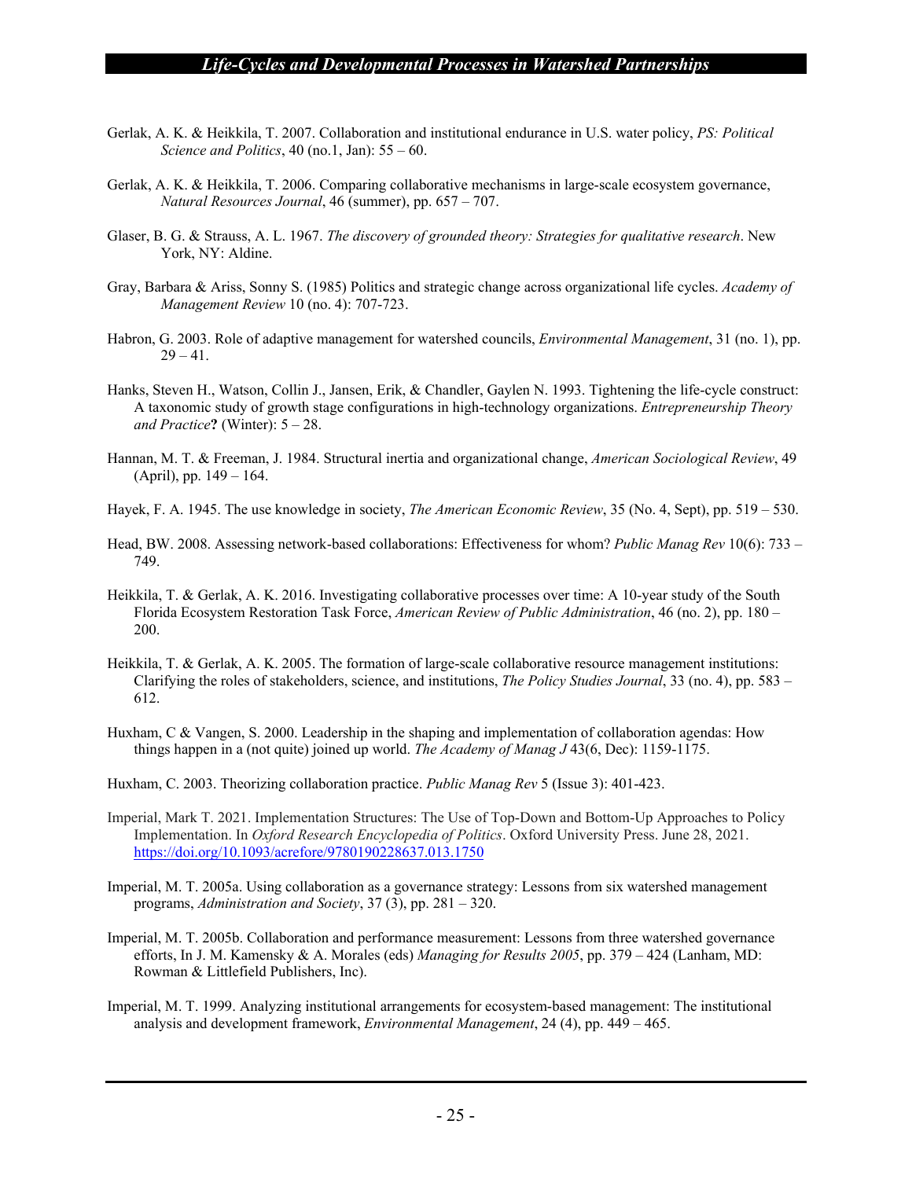Gerlak, A. K. & Heikkila, T. 2007. Collaboration and institutional endurance in U.S. water policy, *PS: Political Science and Politics*, 40 (no.1, Jan): 55 – 60.

Gerlak, A. K. & Heikkila, T. 2006. Comparing collaborative mechanisms in large-scale ecosystem governance, *Natural Resources Journal*, 46 (summer), pp. 657 – 707.

Glaser, B. G. & Strauss, A. L. 1967. *The discovery of grounded theory: Strategies for qualitative research*. New York, NY: Aldine.

Gray, Barbara & Ariss, Sonny S. (1985) Politics and strategic change across organizational life cycles. *Academy of Management Review* 10 (no. 4): 707-723.

Habron, G. 2003. Role of adaptive management for watershed councils, *Environmental Management*, 31 (no. 1), pp. 29 – 41.

Hanks, Steven H., Watson, Collin J., Jansen, Erik, & Chandler, Gaylen N. 1993. Tightening the life-cycle construct: A taxonomic study of growth stage configurations in high-technology organizations. *Entrepreneurship Theory and Practice***?** (Winter): 5 – 28.

Hannan, M. T. & Freeman, J. 1984. Structural inertia and organizational change, *American Sociological Review*, 49 (April), pp. 149 – 164.

Hayek, F. A. 1945. The use knowledge in society, *The American Economic Review*, 35 (No. 4, Sept), pp. 519 – 530.

Head, BW. 2008. Assessing network-based collaborations: Effectiveness for whom? *Public Manag Rev* 10(6): 733 – 749.

Heikkila, T. & Gerlak, A. K. 2016. Investigating collaborative processes over time: A 10-year study of the South Florida Ecosystem Restoration Task Force, *American Review of Public Administration*, 46 (no. 2), pp. 180 – 200.

Heikkila, T. & Gerlak, A. K. 2005. The formation of large-scale collaborative resource management institutions: Clarifying the roles of stakeholders, science, and institutions, *The Policy Studies Journal*, 33 (no. 4), pp. 583 – 612.

Huxham, C & Vangen, S. 2000. Leadership in the shaping and implementation of collaboration agendas: How things happen in a (not quite) joined up world. *The Academy of Manag J* 43(6, Dec): 1159-1175.

Huxham, C. 2003. Theorizing collaboration practice. *Public Manag Rev* 5 (Issue 3): 401-423.

Imperial, Mark T. 2021. Implementation Structures: The Use of Top-Down and Bottom-Up Approaches to Policy Implementation. In *Oxford Research Encyclopedia of Politics*. Oxford University Press. June 28, 2021. https://doi.org/10.1093/acrefore/9780190228637.013.1750

Imperial, M. T. 2005a. Using collaboration as a governance strategy: Lessons from six watershed management programs, *Administration and Society*, 37 (3), pp. 281 – 320.

Imperial, M. T. 2005b. Collaboration and performance measurement: Lessons from three watershed governance efforts, In J. M. Kamensky & A. Morales (eds) *Managing for Results 2005*, pp. 379 – 424 (Lanham, MD: Rowman & Littlefield Publishers, Inc).

Imperial, M. T. 1999. Analyzing institutional arrangements for ecosystem-based management: The institutional analysis and development framework, *Environmental Management*, 24 (4), pp. 449 – 465.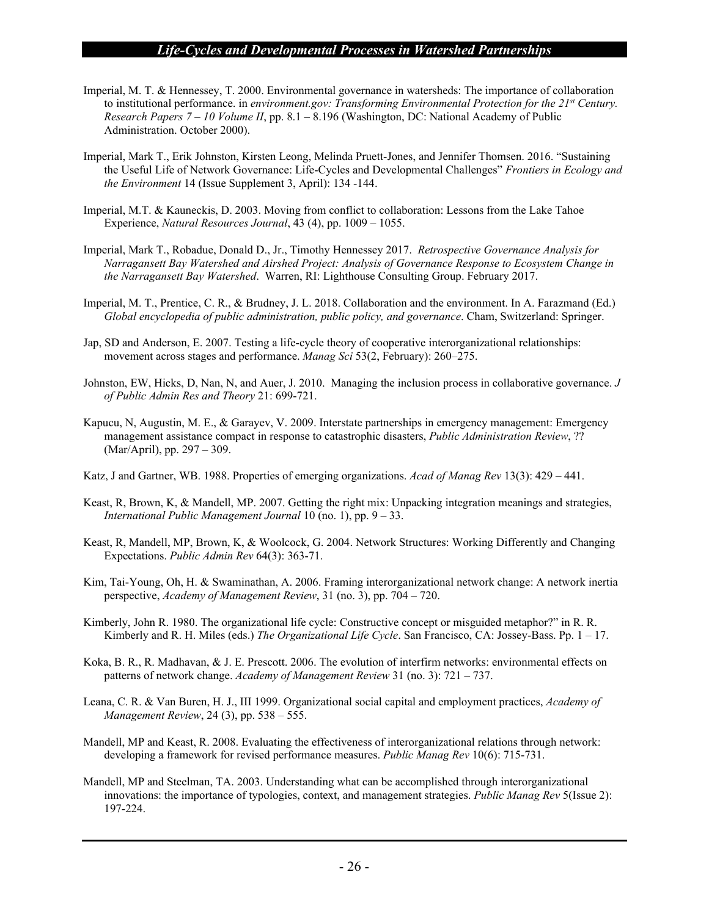Imperial, M. T. & Hennessey, T. 2000. Environmental governance in watersheds: The importance of collaboration to institutional performance. in *environment.gov: Transforming Environmental Protection for the 21st Century. Research Papers 7 – 10 Volume II*, pp. 8.1 – 8.196 (Washington, DC: National Academy of Public Administration. October 2000).

Imperial, Mark T., Erik Johnston, Kirsten Leong, Melinda Pruett-Jones, and Jennifer Thomsen. 2016. "Sustaining the Useful Life of Network Governance: Life-Cycles and Developmental Challenges" *Frontiers in Ecology and the Environment* 14 (Issue Supplement 3, April): 134 -144.

Imperial, M.T. & Kauneckis, D. 2003. Moving from conflict to collaboration: Lessons from the Lake Tahoe Experience, *Natural Resources Journal*, 43 (4), pp. 1009 – 1055.

Imperial, Mark T., Robadue, Donald D., Jr., Timothy Hennessey 2017. *Retrospective Governance Analysis for Narragansett Bay Watershed and Airshed Project: Analysis of Governance Response to Ecosystem Change in the Narragansett Bay Watershed*. Warren, RI: Lighthouse Consulting Group. February 2017.

Imperial, M. T., Prentice, C. R., & Brudney, J. L. 2018. Collaboration and the environment. In A. Farazmand (Ed.) *Global encyclopedia of public administration, public policy, and governance*. Cham, Switzerland: Springer.

Jap, SD and Anderson, E. 2007. Testing a life-cycle theory of cooperative interorganizational relationships: movement across stages and performance. *Manag Sci* 53(2, February): 260–275.

Johnston, EW, Hicks, D, Nan, N, and Auer, J. 2010. Managing the inclusion process in collaborative governance. *J of Public Admin Res and Theory* 21: 699-721.

Kapucu, N, Augustin, M. E., & Garayev, V. 2009. Interstate partnerships in emergency management: Emergency management assistance compact in response to catastrophic disasters, *Public Administration Review*, ?? (Mar/April), pp. 297 – 309.

Katz, J and Gartner, WB. 1988. Properties of emerging organizations. *Acad of Manag Rev* 13(3): 429 – 441.

Keast, R, Brown, K, & Mandell, MP. 2007. Getting the right mix: Unpacking integration meanings and strategies, *International Public Management Journal* 10 (no. 1), pp. 9 – 33.

Keast, R, Mandell, MP, Brown, K, & Woolcock, G. 2004. Network Structures: Working Differently and Changing Expectations. *Public Admin Rev* 64(3): 363-71.

Kim, Tai-Young, Oh, H. & Swaminathan, A. 2006. Framing interorganizational network change: A network inertia perspective, *Academy of Management Review*, 31 (no. 3), pp. 704 – 720.

Kimberly, John R. 1980. The organizational life cycle: Constructive concept or misguided metaphor?" in R. R. Kimberly and R. H. Miles (eds.) *The Organizational Life Cycle*. San Francisco, CA: Jossey-Bass. Pp. 1 – 17.

Koka, B. R., R. Madhavan, & J. E. Prescott. 2006. The evolution of interfirm networks: environmental effects on patterns of network change. *Academy of Management Review* 31 (no. 3): 721 – 737.

Leana, C. R. & Van Buren, H. J., III 1999. Organizational social capital and employment practices, *Academy of Management Review*, 24 (3), pp. 538 – 555.

Mandell, MP and Keast, R. 2008. Evaluating the effectiveness of interorganizational relations through network: developing a framework for revised performance measures. *Public Manag Rev* 10(6): 715-731.

Mandell, MP and Steelman, TA. 2003. Understanding what can be accomplished through interorganizational innovations: the importance of typologies, context, and management strategies. *Public Manag Rev* 5(Issue 2): 197-224.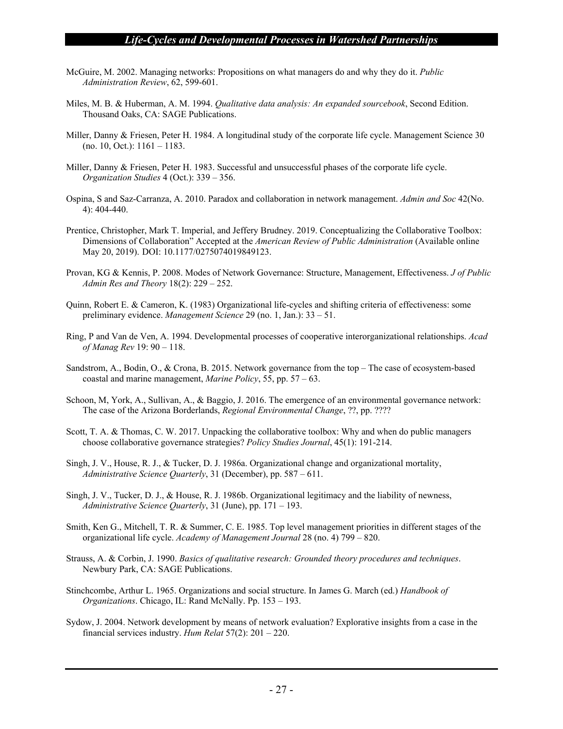McGuire, M. 2002. Managing networks: Propositions on what managers do and why they do it. *Public Administration Review*, 62, 599-601.

Miles, M. B. & Huberman, A. M. 1994. *Qualitative data analysis: An expanded sourcebook*, Second Edition. Thousand Oaks, CA: SAGE Publications.

Miller, Danny & Friesen, Peter H. 1984. A longitudinal study of the corporate life cycle. Management Science 30 (no. 10, Oct.): 1161 – 1183.

Miller, Danny & Friesen, Peter H. 1983. Successful and unsuccessful phases of the corporate life cycle. *Organization Studies* 4 (Oct.): 339 – 356.

Ospina, S and Saz-Carranza, A. 2010. Paradox and collaboration in network management. *Admin and Soc* 42(No. 4): 404-440.

Prentice, Christopher, Mark T. Imperial, and Jeffery Brudney. 2019. Conceptualizing the Collaborative Toolbox: Dimensions of Collaboration" Accepted at the *American Review of Public Administration* (Available online May 20, 2019). DOI: 10.1177/0275074019849123.

Provan, KG & Kennis, P. 2008. Modes of Network Governance: Structure, Management, Effectiveness. *J of Public Admin Res and Theory* 18(2): 229 – 252.

Quinn, Robert E. & Cameron, K. (1983) Organizational life-cycles and shifting criteria of effectiveness: some preliminary evidence. *Management Science* 29 (no. 1, Jan.): 33 – 51.

Ring, P and Van de Ven, A. 1994. Developmental processes of cooperative interorganizational relationships. *Acad of Manag Rev* 19: 90 – 118.

Sandstrom, A., Bodin, O., & Crona, B. 2015. Network governance from the top – The case of ecosystem-based coastal and marine management, *Marine Policy*, 55, pp. 57 – 63.

Schoon, M, York, A., Sullivan, A., & Baggio, J. 2016. The emergence of an environmental governance network: The case of the Arizona Borderlands, *Regional Environmental Change*, ??, pp. ????

Scott, T. A. & Thomas, C. W. 2017. Unpacking the collaborative toolbox: Why and when do public managers choose collaborative governance strategies? *Policy Studies Journal*, 45(1): 191-214.

Singh, J. V., House, R. J., & Tucker, D. J. 1986a. Organizational change and organizational mortality, *Administrative Science Quarterly*, 31 (December), pp. 587 – 611.

Singh, J. V., Tucker, D. J., & House, R. J. 1986b. Organizational legitimacy and the liability of newness, *Administrative Science Quarterly*, 31 (June), pp. 171 – 193.

Smith, Ken G., Mitchell, T. R. & Summer, C. E. 1985. Top level management priorities in different stages of the organizational life cycle. *Academy of Management Journal* 28 (no. 4) 799 – 820.

Strauss, A. & Corbin, J. 1990. *Basics of qualitative research: Grounded theory procedures and techniques*. Newbury Park, CA: SAGE Publications.

Stinchcombe, Arthur L. 1965. Organizations and social structure. In James G. March (ed.) *Handbook of Organizations*. Chicago, IL: Rand McNally. Pp. 153 – 193.

Sydow, J. 2004. Network development by means of network evaluation? Explorative insights from a case in the financial services industry. *Hum Relat* 57(2): 201 – 220.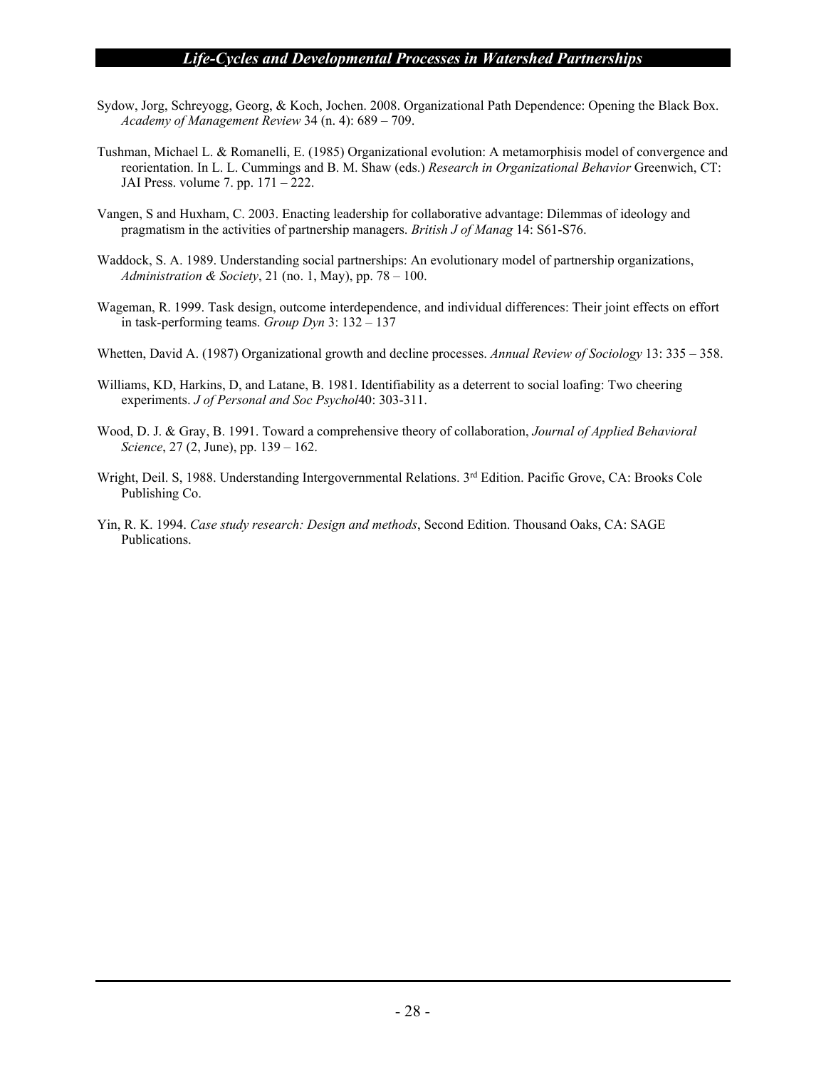Sydow, Jorg, Schreyogg, Georg, & Koch, Jochen. 2008. Organizational Path Dependence: Opening the Black Box. *Academy of Management Review* 34 (n. 4): 689 – 709.

Tushman, Michael L. & Romanelli, E. (1985) Organizational evolution: A metamorphisis model of convergence and reorientation. In L. L. Cummings and B. M. Shaw (eds.) *Research in Organizational Behavior* Greenwich, CT: JAI Press. volume 7. pp. 171 – 222.

Vangen, S and Huxham, C. 2003. Enacting leadership for collaborative advantage: Dilemmas of ideology and pragmatism in the activities of partnership managers. *British J of Manag* 14: S61-S76.

Waddock, S. A. 1989. Understanding social partnerships: An evolutionary model of partnership organizations, *Administration & Society*, 21 (no. 1, May), pp. 78 – 100.

Wageman, R. 1999. Task design, outcome interdependence, and individual differences: Their joint effects on effort in task-performing teams. *Group Dyn* 3: 132 – 137

Whetten, David A. (1987) Organizational growth and decline processes. *Annual Review of Sociology* 13: 335 – 358.

Williams, KD, Harkins, D, and Latane, B. 1981. Identifiability as a deterrent to social loafing: Two cheering experiments. *J of Personal and Soc Psychol*40: 303-311.

Wood, D. J. & Gray, B. 1991. Toward a comprehensive theory of collaboration, *Journal of Applied Behavioral Science*, 27 (2, June), pp. 139 – 162.

Wright, Deil. S, 1988. Understanding Intergovernmental Relations. 3rd Edition. Pacific Grove, CA: Brooks Cole Publishing Co.

Yin, R. K. 1994. *Case study research: Design and methods*, Second Edition. Thousand Oaks, CA: SAGE Publications.